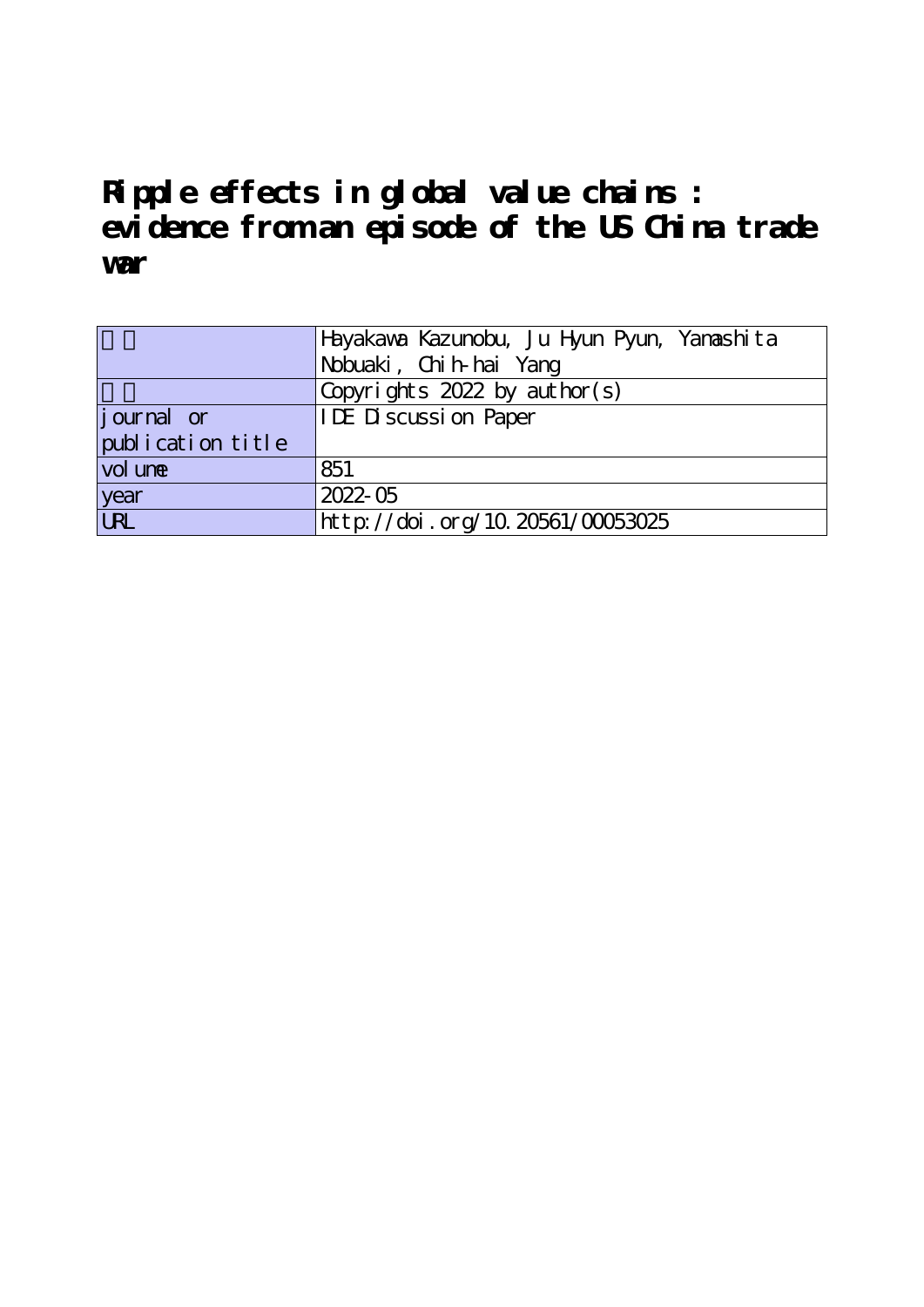# Ripple effects in global value chains : evidence from an episode of the US China trade war

| | |
|---|---|
| 著者 | Hayakawa Kazunobu, Ju Hyun Pyun, Yamashita Nobuaki, Chih-hai Yang |
| 権利 | Copyrights 2022 by author(s) |
| journal or publication title | IDE Discussion Paper |
| volume | 851 |
| year | 2022-05 |
| URL | http://doi.org/10.20561/00053025 |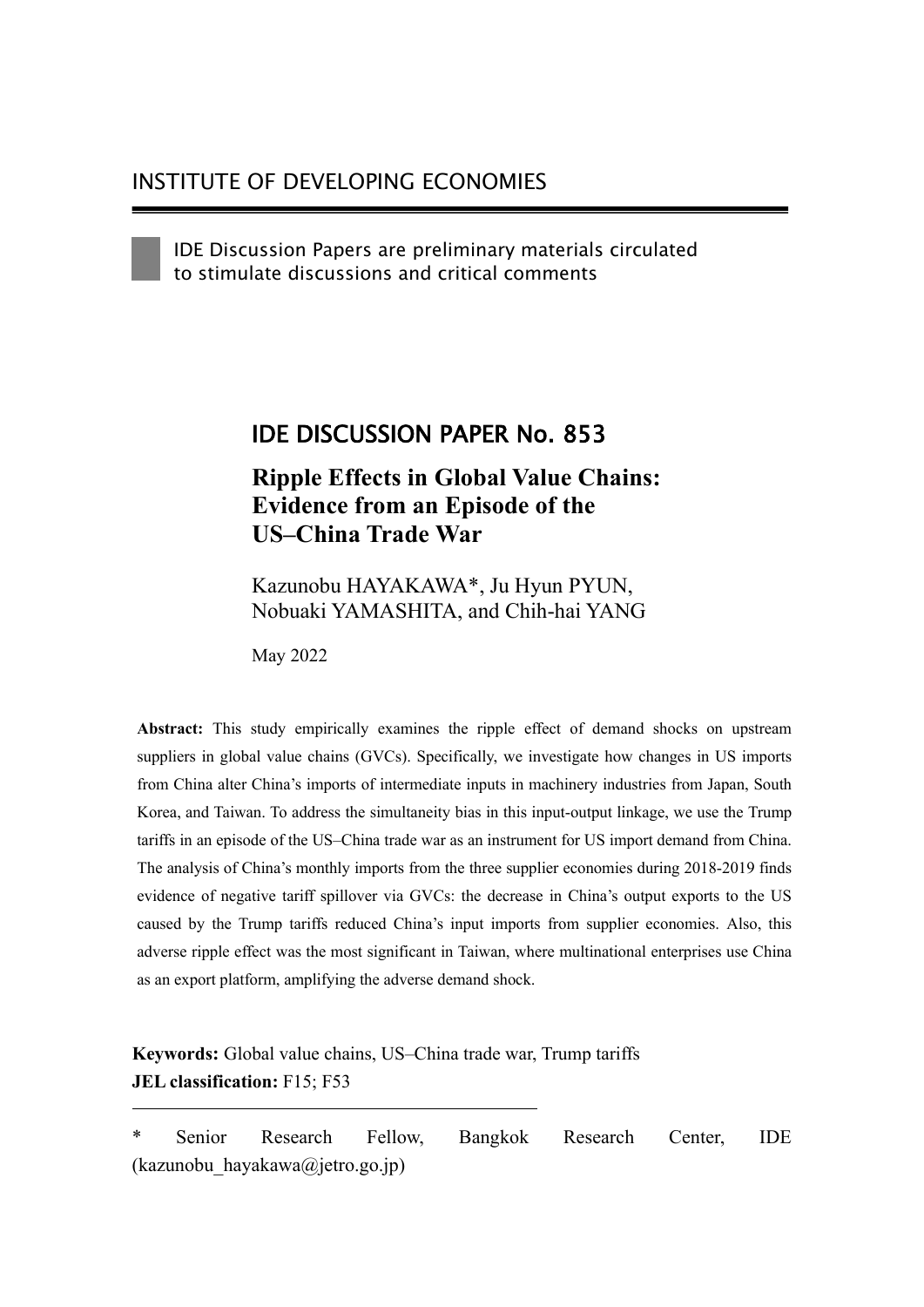INSTITUTE OF DEVELOPING ECONOMIES

IDE Discussion Papers are preliminary materials circulated to stimulate discussions and critical comments

# IDE DISCUSSION PAPER No. 853

## Ripple Effects in Global Value Chains: Evidence from an Episode of the US–China Trade War

Kazunobu HAYAKAWA*, Ju Hyun PYUN, Nobuaki YAMASHITA, and Chih-hai YANG

May 2022

**Abstract:** This study empirically examines the ripple effect of demand shocks on upstream suppliers in global value chains (GVCs). Specifically, we investigate how changes in US imports from China alter China's imports of intermediate inputs in machinery industries from Japan, South Korea, and Taiwan. To address the simultaneity bias in this input-output linkage, we use the Trump tariffs in an episode of the US–China trade war as an instrument for US import demand from China. The analysis of China's monthly imports from the three supplier economies during 2018-2019 finds evidence of negative tariff spillover via GVCs: the decrease in China's output exports to the US caused by the Trump tariffs reduced China's input imports from supplier economies. Also, this adverse ripple effect was the most significant in Taiwan, where multinational enterprises use China as an export platform, amplifying the adverse demand shock.

**Keywords:** Global value chains, US–China trade war, Trump tariffs
**JEL classification:** F15; F53

---

* Senior Research Fellow, Bangkok Research Center, IDE (kazunobu_hayakawa@jetro.go.jp)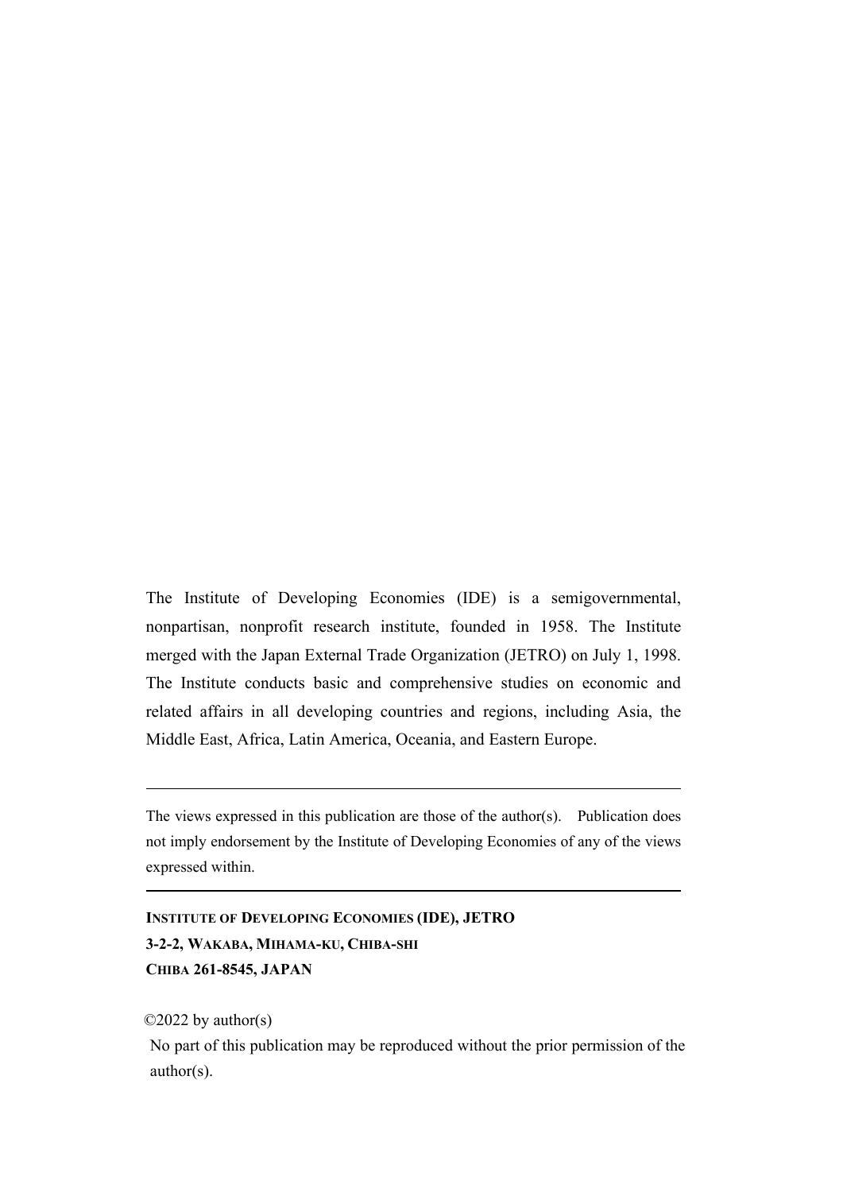The Institute of Developing Economies (IDE) is a semigovernmental, nonpartisan, nonprofit research institute, founded in 1958. The Institute merged with the Japan External Trade Organization (JETRO) on July 1, 1998. The Institute conducts basic and comprehensive studies on economic and related affairs in all developing countries and regions, including Asia, the Middle East, Africa, Latin America, Oceania, and Eastern Europe.

---

The views expressed in this publication are those of the author(s). Publication does not imply endorsement by the Institute of Developing Economies of any of the views expressed within.

---

**INSTITUTE OF DEVELOPING ECONOMIES (IDE), JETRO**
**3-2-2, WAKABA, MIHAMA-KU, CHIBA-SHI**
**CHIBA 261-8545, JAPAN**

©2022 by author(s)

No part of this publication may be reproduced without the prior permission of the author(s).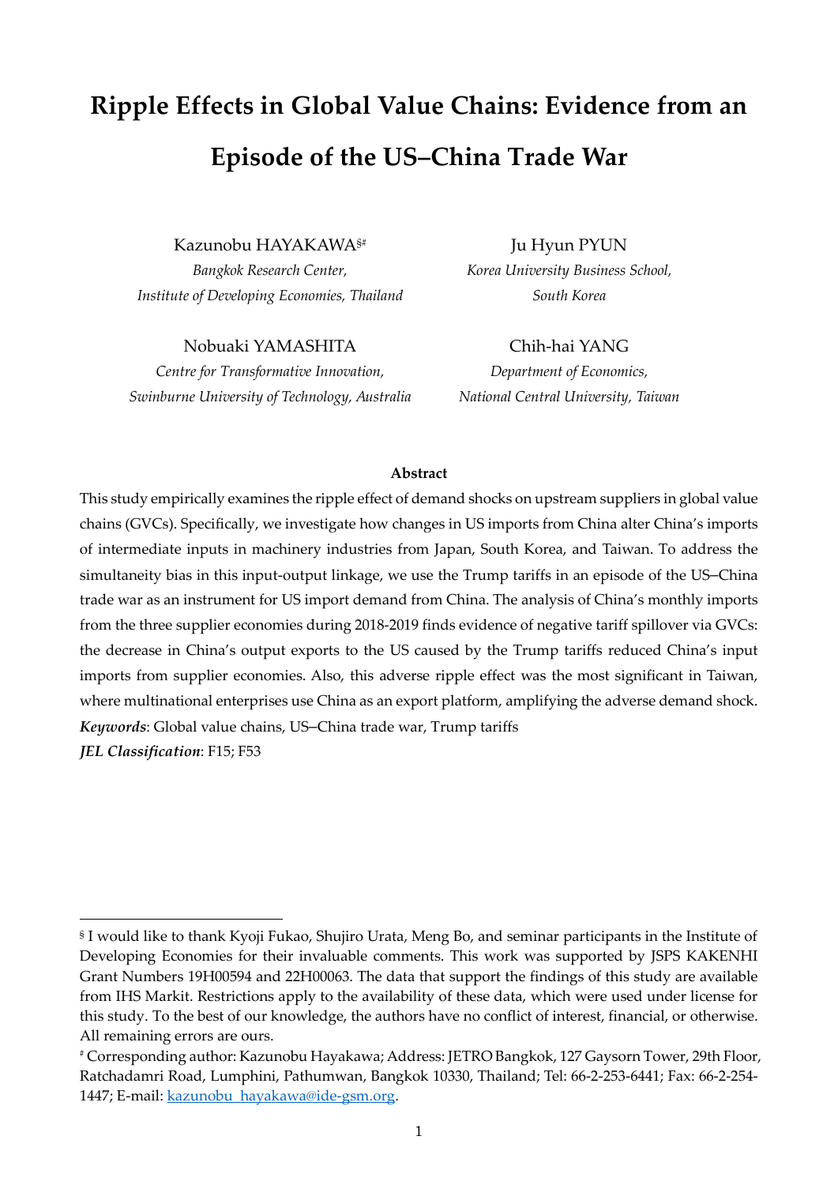# Ripple Effects in Global Value Chains: Evidence from an Episode of the US–China Trade War

Kazunobu HAYAKAWA[§#]
*Bangkok Research Center, Institute of Developing Economies, Thailand*

Ju Hyun PYUN
*Korea University Business School, South Korea*

Nobuaki YAMASHITA
*Centre for Transformative Innovation, Swinburne University of Technology, Australia*

Chih-hai YANG
*Department of Economics, National Central University, Taiwan*

**Abstract**

This study empirically examines the ripple effect of demand shocks on upstream suppliers in global value chains (GVCs). Specifically, we investigate how changes in US imports from China alter China's imports of intermediate inputs in machinery industries from Japan, South Korea, and Taiwan. To address the simultaneity bias in this input-output linkage, we use the Trump tariffs in an episode of the US–China trade war as an instrument for US import demand from China. The analysis of China's monthly imports from the three supplier economies during 2018-2019 finds evidence of negative tariff spillover via GVCs: the decrease in China's output exports to the US caused by the Trump tariffs reduced China's input imports from supplier economies. Also, this adverse ripple effect was the most significant in Taiwan, where multinational enterprises use China as an export platform, amplifying the adverse demand shock.

***Keywords***: Global value chains, US–China trade war, Trump tariffs

***JEL Classification***: F15; F53

---

[§] I would like to thank Kyoji Fukao, Shujiro Urata, Meng Bo, and seminar participants in the Institute of Developing Economies for their invaluable comments. This work was supported by JSPS KAKENHI Grant Numbers 19H00594 and 22H00063. The data that support the findings of this study are available from IHS Markit. Restrictions apply to the availability of these data, which were used under license for this study. To the best of our knowledge, the authors have no conflict of interest, financial, or otherwise. All remaining errors are ours.

[#] Corresponding author: Kazunobu Hayakawa; Address: JETRO Bangkok, 127 Gaysorn Tower, 29th Floor, Ratchadamri Road, Lumphini, Pathumwan, Bangkok 10330, Thailand; Tel: 66-2-253-6441; Fax: 66-2-254-1447; E-mail: kazunobu_hayakawa@ide-gsm.org.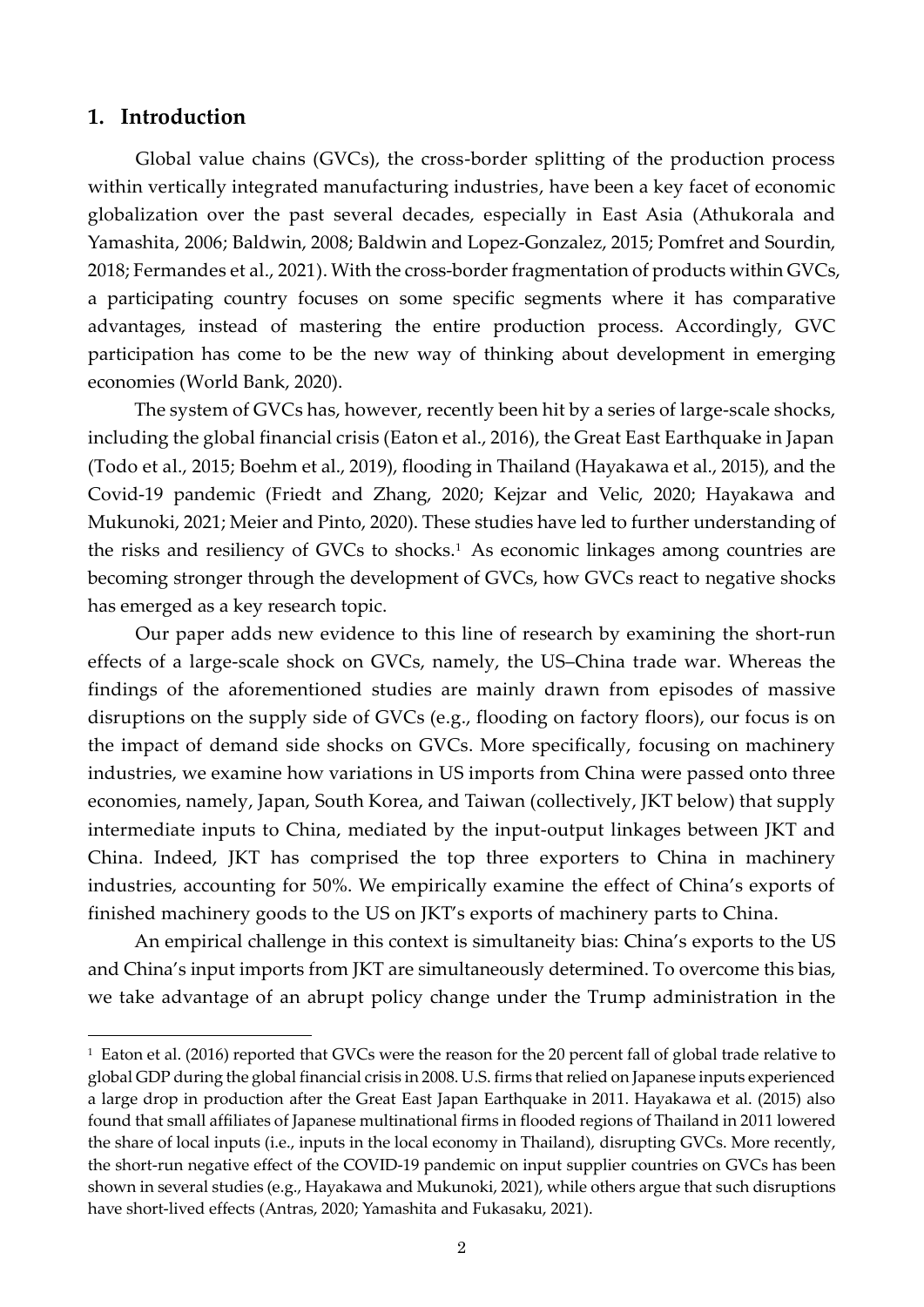## 1. Introduction

Global value chains (GVCs), the cross-border splitting of the production process within vertically integrated manufacturing industries, have been a key facet of economic globalization over the past several decades, especially in East Asia (Athukorala and Yamashita, 2006; Baldwin, 2008; Baldwin and Lopez-Gonzalez, 2015; Pomfret and Sourdin, 2018; Fermandes et al., 2021). With the cross-border fragmentation of products within GVCs, a participating country focuses on some specific segments where it has comparative advantages, instead of mastering the entire production process. Accordingly, GVC participation has come to be the new way of thinking about development in emerging economies (World Bank, 2020).

The system of GVCs has, however, recently been hit by a series of large-scale shocks, including the global financial crisis (Eaton et al., 2016), the Great East Earthquake in Japan (Todo et al., 2015; Boehm et al., 2019), flooding in Thailand (Hayakawa et al., 2015), and the Covid-19 pandemic (Friedt and Zhang, 2020; Kejzar and Velic, 2020; Hayakawa and Mukunoki, 2021; Meier and Pinto, 2020). These studies have led to further understanding of the risks and resiliency of GVCs to shocks.[1] As economic linkages among countries are becoming stronger through the development of GVCs, how GVCs react to negative shocks has emerged as a key research topic.

Our paper adds new evidence to this line of research by examining the short-run effects of a large-scale shock on GVCs, namely, the US–China trade war. Whereas the findings of the aforementioned studies are mainly drawn from episodes of massive disruptions on the supply side of GVCs (e.g., flooding on factory floors), our focus is on the impact of demand side shocks on GVCs. More specifically, focusing on machinery industries, we examine how variations in US imports from China were passed onto three economies, namely, Japan, South Korea, and Taiwan (collectively, JKT below) that supply intermediate inputs to China, mediated by the input-output linkages between JKT and China. Indeed, JKT has comprised the top three exporters to China in machinery industries, accounting for 50%. We empirically examine the effect of China's exports of finished machinery goods to the US on JKT's exports of machinery parts to China.

An empirical challenge in this context is simultaneity bias: China's exports to the US and China's input imports from JKT are simultaneously determined. To overcome this bias, we take advantage of an abrupt policy change under the Trump administration in the

[1] Eaton et al. (2016) reported that GVCs were the reason for the 20 percent fall of global trade relative to global GDP during the global financial crisis in 2008. U.S. firms that relied on Japanese inputs experienced a large drop in production after the Great East Japan Earthquake in 2011. Hayakawa et al. (2015) also found that small affiliates of Japanese multinational firms in flooded regions of Thailand in 2011 lowered the share of local inputs (i.e., inputs in the local economy in Thailand), disrupting GVCs. More recently, the short-run negative effect of the COVID-19 pandemic on input supplier countries on GVCs has been shown in several studies (e.g., Hayakawa and Mukunoki, 2021), while others argue that such disruptions have short-lived effects (Antras, 2020; Yamashita and Fukasaku, 2021).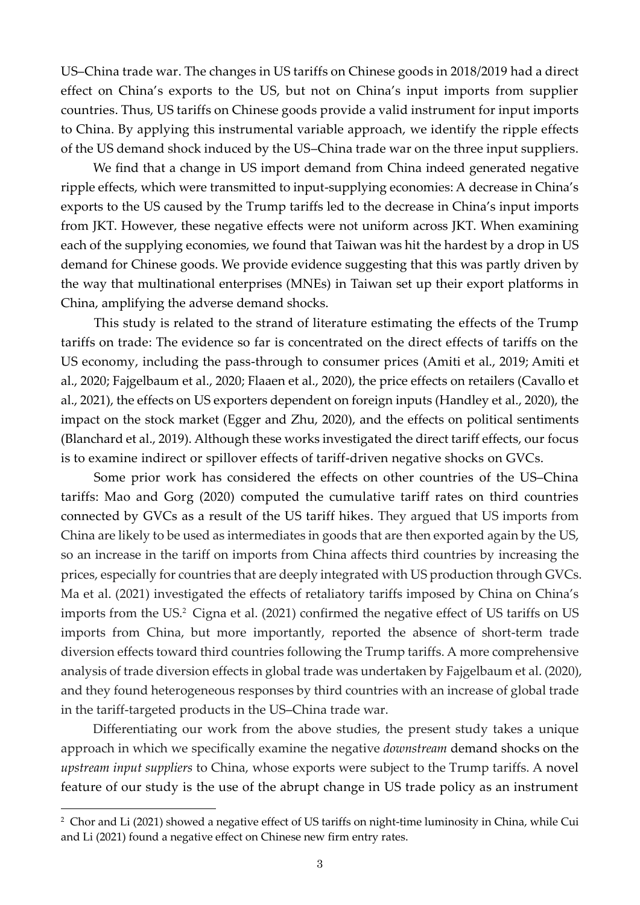US–China trade war. The changes in US tariffs on Chinese goods in 2018/2019 had a direct effect on China's exports to the US, but not on China's input imports from supplier countries. Thus, US tariffs on Chinese goods provide a valid instrument for input imports to China. By applying this instrumental variable approach, we identify the ripple effects of the US demand shock induced by the US–China trade war on the three input suppliers.

We find that a change in US import demand from China indeed generated negative ripple effects, which were transmitted to input-supplying economies: A decrease in China's exports to the US caused by the Trump tariffs led to the decrease in China's input imports from JKT. However, these negative effects were not uniform across JKT. When examining each of the supplying economies, we found that Taiwan was hit the hardest by a drop in US demand for Chinese goods. We provide evidence suggesting that this was partly driven by the way that multinational enterprises (MNEs) in Taiwan set up their export platforms in China, amplifying the adverse demand shocks.

This study is related to the strand of literature estimating the effects of the Trump tariffs on trade: The evidence so far is concentrated on the direct effects of tariffs on the US economy, including the pass-through to consumer prices (Amiti et al., 2019; Amiti et al., 2020; Fajgelbaum et al., 2020; Flaaen et al., 2020), the price effects on retailers (Cavallo et al., 2021), the effects on US exporters dependent on foreign inputs (Handley et al., 2020), the impact on the stock market (Egger and Zhu, 2020), and the effects on political sentiments (Blanchard et al., 2019). Although these works investigated the direct tariff effects, our focus is to examine indirect or spillover effects of tariff-driven negative shocks on GVCs.

Some prior work has considered the effects on other countries of the US–China tariffs: Mao and Gorg (2020) computed the cumulative tariff rates on third countries connected by GVCs as a result of the US tariff hikes. They argued that US imports from China are likely to be used as intermediates in goods that are then exported again by the US, so an increase in the tariff on imports from China affects third countries by increasing the prices, especially for countries that are deeply integrated with US production through GVCs. Ma et al. (2021) investigated the effects of retaliatory tariffs imposed by China on China's imports from the US.[2] Cigna et al. (2021) confirmed the negative effect of US tariffs on US imports from China, but more importantly, reported the absence of short-term trade diversion effects toward third countries following the Trump tariffs. A more comprehensive analysis of trade diversion effects in global trade was undertaken by Fajgelbaum et al. (2020), and they found heterogeneous responses by third countries with an increase of global trade in the tariff-targeted products in the US–China trade war.

Differentiating our work from the above studies, the present study takes a unique approach in which we specifically examine the negative *downstream* demand shocks on the *upstream input suppliers* to China, whose exports were subject to the Trump tariffs. A novel feature of our study is the use of the abrupt change in US trade policy as an instrument

[2] Chor and Li (2021) showed a negative effect of US tariffs on night-time luminosity in China, while Cui and Li (2021) found a negative effect on Chinese new firm entry rates.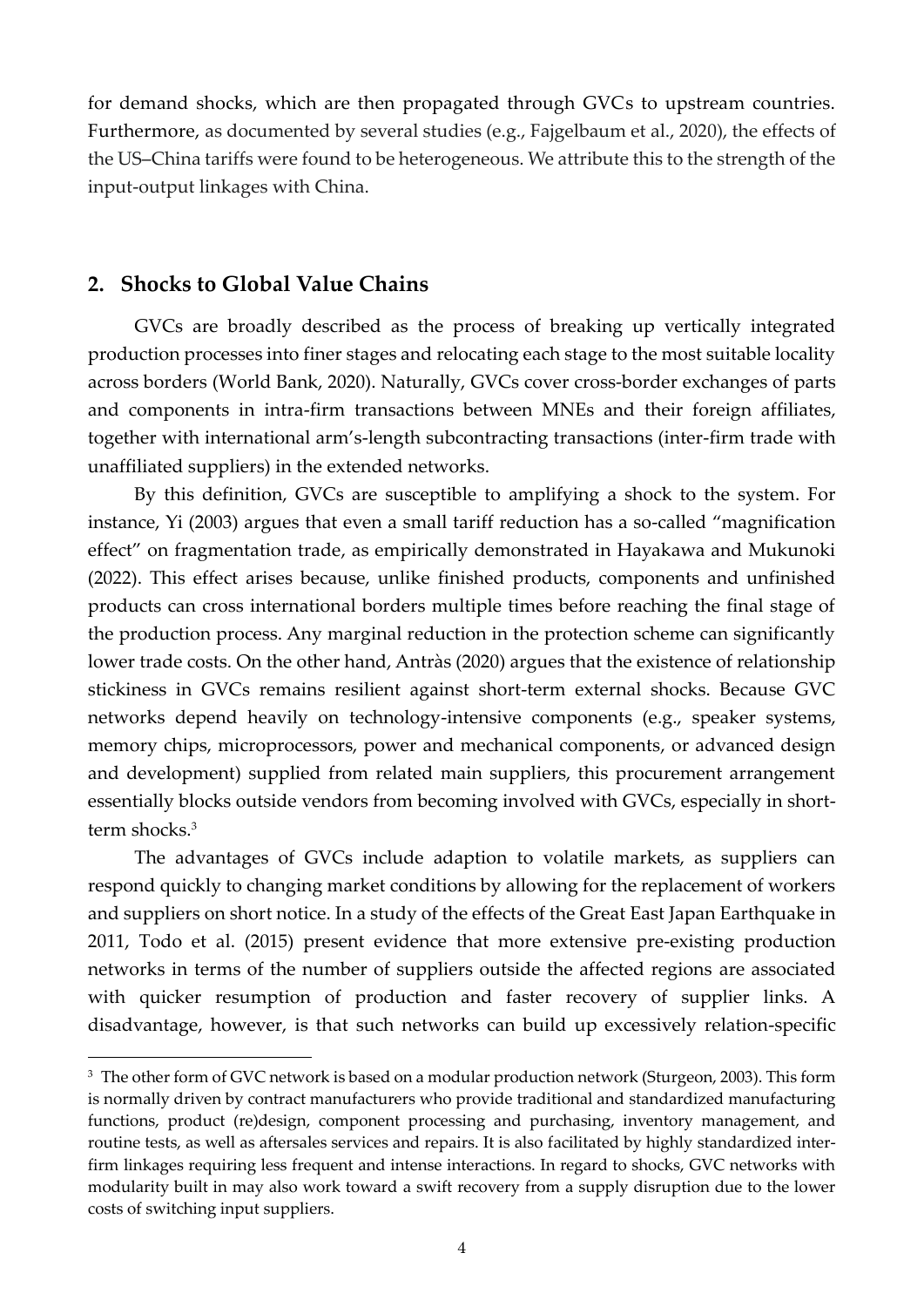for demand shocks, which are then propagated through GVCs to upstream countries. Furthermore, as documented by several studies (e.g., Fajgelbaum et al., 2020), the effects of the US–China tariffs were found to be heterogeneous. We attribute this to the strength of the input-output linkages with China.

## 2. Shocks to Global Value Chains

GVCs are broadly described as the process of breaking up vertically integrated production processes into finer stages and relocating each stage to the most suitable locality across borders (World Bank, 2020). Naturally, GVCs cover cross-border exchanges of parts and components in intra-firm transactions between MNEs and their foreign affiliates, together with international arm's-length subcontracting transactions (inter-firm trade with unaffiliated suppliers) in the extended networks.

By this definition, GVCs are susceptible to amplifying a shock to the system. For instance, Yi (2003) argues that even a small tariff reduction has a so-called "magnification effect" on fragmentation trade, as empirically demonstrated in Hayakawa and Mukunoki (2022). This effect arises because, unlike finished products, components and unfinished products can cross international borders multiple times before reaching the final stage of the production process. Any marginal reduction in the protection scheme can significantly lower trade costs. On the other hand, Antràs (2020) argues that the existence of relationship stickiness in GVCs remains resilient against short-term external shocks. Because GVC networks depend heavily on technology-intensive components (e.g., speaker systems, memory chips, microprocessors, power and mechanical components, or advanced design and development) supplied from related main suppliers, this procurement arrangement essentially blocks outside vendors from becoming involved with GVCs, especially in short-term shocks.[3]

The advantages of GVCs include adaption to volatile markets, as suppliers can respond quickly to changing market conditions by allowing for the replacement of workers and suppliers on short notice. In a study of the effects of the Great East Japan Earthquake in 2011, Todo et al. (2015) present evidence that more extensive pre-existing production networks in terms of the number of suppliers outside the affected regions are associated with quicker resumption of production and faster recovery of supplier links. A disadvantage, however, is that such networks can build up excessively relation-specific

[3] The other form of GVC network is based on a modular production network (Sturgeon, 2003). This form is normally driven by contract manufacturers who provide traditional and standardized manufacturing functions, product (re)design, component processing and purchasing, inventory management, and routine tests, as well as aftersales services and repairs. It is also facilitated by highly standardized inter-firm linkages requiring less frequent and intense interactions. In regard to shocks, GVC networks with modularity built in may also work toward a swift recovery from a supply disruption due to the lower costs of switching input suppliers.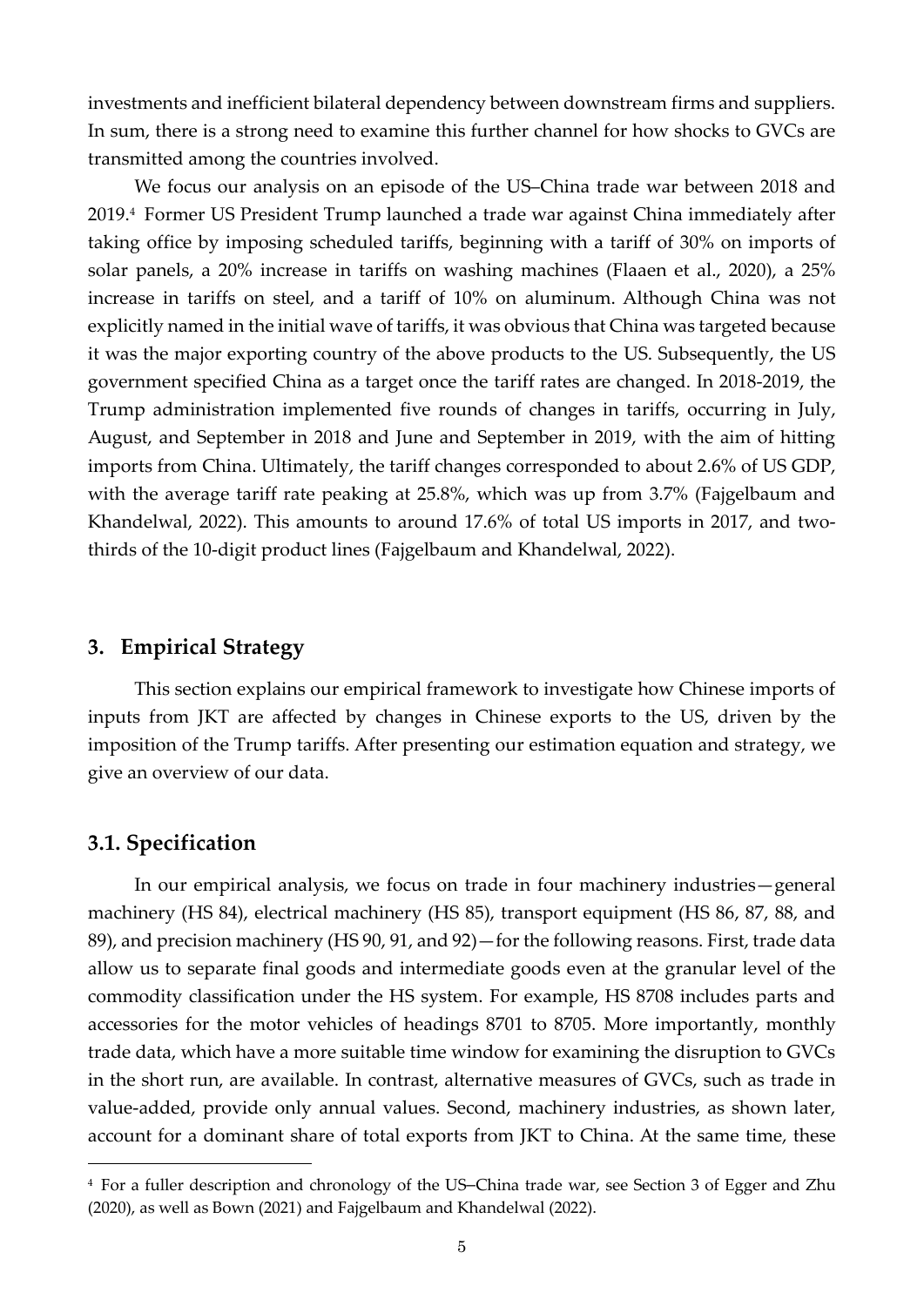investments and inefficient bilateral dependency between downstream firms and suppliers. In sum, there is a strong need to examine this further channel for how shocks to GVCs are transmitted among the countries involved.

We focus our analysis on an episode of the US–China trade war between 2018 and 2019.[4] Former US President Trump launched a trade war against China immediately after taking office by imposing scheduled tariffs, beginning with a tariff of 30% on imports of solar panels, a 20% increase in tariffs on washing machines (Flaaen et al., 2020), a 25% increase in tariffs on steel, and a tariff of 10% on aluminum. Although China was not explicitly named in the initial wave of tariffs, it was obvious that China was targeted because it was the major exporting country of the above products to the US. Subsequently, the US government specified China as a target once the tariff rates are changed. In 2018-2019, the Trump administration implemented five rounds of changes in tariffs, occurring in July, August, and September in 2018 and June and September in 2019, with the aim of hitting imports from China. Ultimately, the tariff changes corresponded to about 2.6% of US GDP, with the average tariff rate peaking at 25.8%, which was up from 3.7% (Fajgelbaum and Khandelwal, 2022). This amounts to around 17.6% of total US imports in 2017, and two-thirds of the 10-digit product lines (Fajgelbaum and Khandelwal, 2022).

## 3. Empirical Strategy

This section explains our empirical framework to investigate how Chinese imports of inputs from JKT are affected by changes in Chinese exports to the US, driven by the imposition of the Trump tariffs. After presenting our estimation equation and strategy, we give an overview of our data.

### 3.1. Specification

In our empirical analysis, we focus on trade in four machinery industries—general machinery (HS 84), electrical machinery (HS 85), transport equipment (HS 86, 87, 88, and 89), and precision machinery (HS 90, 91, and 92)—for the following reasons. First, trade data allow us to separate final goods and intermediate goods even at the granular level of the commodity classification under the HS system. For example, HS 8708 includes parts and accessories for the motor vehicles of headings 8701 to 8705. More importantly, monthly trade data, which have a more suitable time window for examining the disruption to GVCs in the short run, are available. In contrast, alternative measures of GVCs, such as trade in value-added, provide only annual values. Second, machinery industries, as shown later, account for a dominant share of total exports from JKT to China. At the same time, these

[4] For a fuller description and chronology of the US–China trade war, see Section 3 of Egger and Zhu (2020), as well as Bown (2021) and Fajgelbaum and Khandelwal (2022).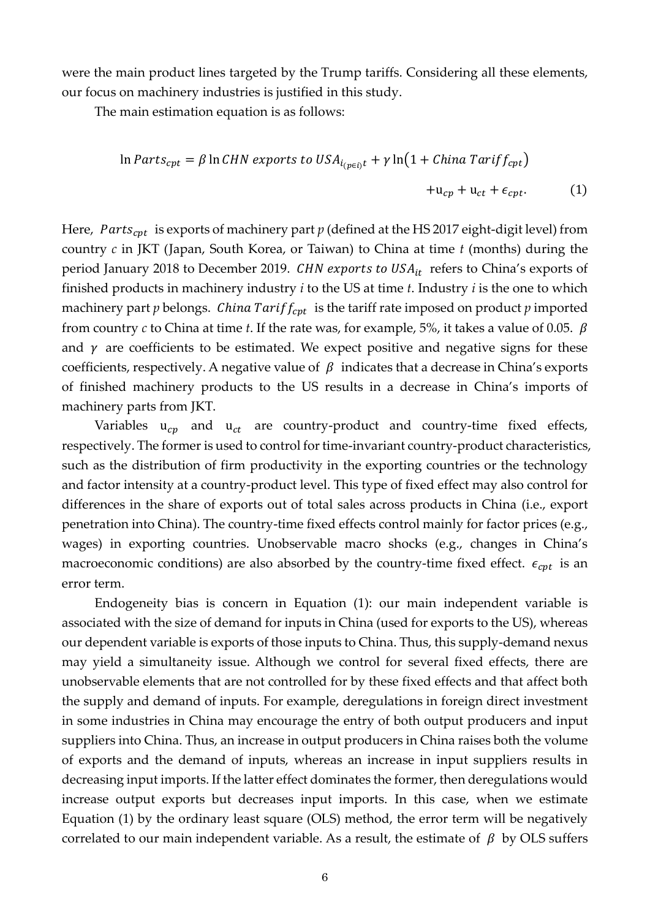were the main product lines targeted by the Trump tariffs. Considering all these elements, our focus on machinery industries is justified in this study.

The main estimation equation is as follows:

$$\ln Parts_{cpt} = \beta \ln CHN\ exports\ to\ USA_{i_{(p \in i)}t} + \gamma \ln\left(1 + China\ Tariff_{cpt}\right) + u_{cp} + u_{ct} + \epsilon_{cpt}. \quad (1)$$

Here, $Parts_{cpt}$ is exports of machinery part $p$ (defined at the HS 2017 eight-digit level) from country $c$ in JKT (Japan, South Korea, or Taiwan) to China at time $t$ (months) during the period January 2018 to December 2019. $CHN\ exports\ to\ USA_{it}$ refers to China's exports of finished products in machinery industry $i$ to the US at time $t$. Industry $i$ is the one to which machinery part $p$ belongs. $China\ Tariff_{cpt}$ is the tariff rate imposed on product $p$ imported from country $c$ to China at time $t$. If the rate was, for example, 5%, it takes a value of 0.05. $\beta$ and $\gamma$ are coefficients to be estimated. We expect positive and negative signs for these coefficients, respectively. A negative value of $\beta$ indicates that a decrease in China's exports of finished machinery products to the US results in a decrease in China's imports of machinery parts from JKT.

Variables $u_{cp}$ and $u_{ct}$ are country-product and country-time fixed effects, respectively. The former is used to control for time-invariant country-product characteristics, such as the distribution of firm productivity in the exporting countries or the technology and factor intensity at a country-product level. This type of fixed effect may also control for differences in the share of exports out of total sales across products in China (i.e., export penetration into China). The country-time fixed effects control mainly for factor prices (e.g., wages) in exporting countries. Unobservable macro shocks (e.g., changes in China's macroeconomic conditions) are also absorbed by the country-time fixed effect. $\epsilon_{cpt}$ is an error term.

Endogeneity bias is concern in Equation (1): our main independent variable is associated with the size of demand for inputs in China (used for exports to the US), whereas our dependent variable is exports of those inputs to China. Thus, this supply-demand nexus may yield a simultaneity issue. Although we control for several fixed effects, there are unobservable elements that are not controlled for by these fixed effects and that affect both the supply and demand of inputs. For example, deregulations in foreign direct investment in some industries in China may encourage the entry of both output producers and input suppliers into China. Thus, an increase in output producers in China raises both the volume of exports and the demand of inputs, whereas an increase in input suppliers results in decreasing input imports. If the latter effect dominates the former, then deregulations would increase output exports but decreases input imports. In this case, when we estimate Equation (1) by the ordinary least square (OLS) method, the error term will be negatively correlated to our main independent variable. As a result, the estimate of $\beta$ by OLS suffers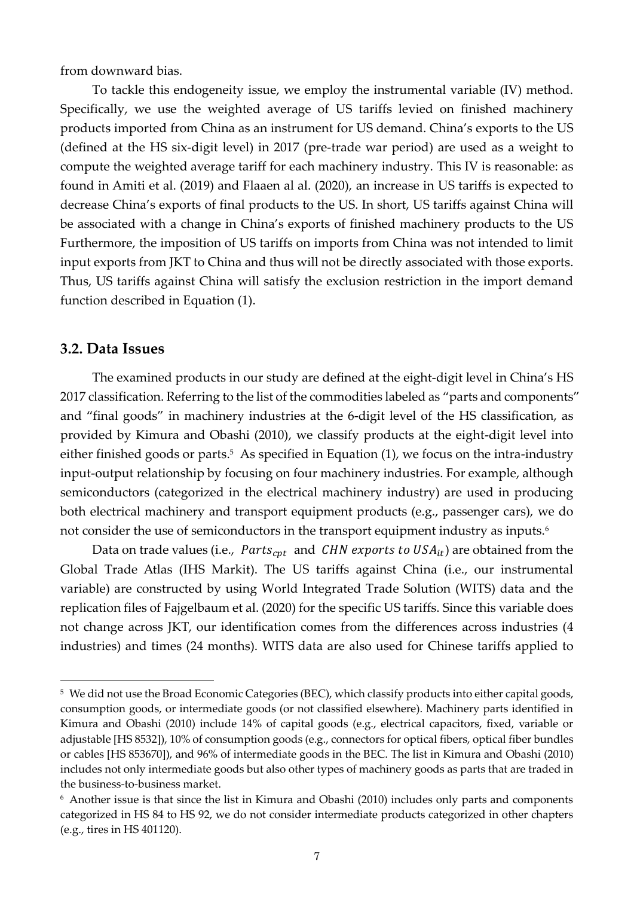from downward bias.

To tackle this endogeneity issue, we employ the instrumental variable (IV) method. Specifically, we use the weighted average of US tariffs levied on finished machinery products imported from China as an instrument for US demand. China's exports to the US (defined at the HS six-digit level) in 2017 (pre-trade war period) are used as a weight to compute the weighted average tariff for each machinery industry. This IV is reasonable: as found in Amiti et al. (2019) and Flaaen al al. (2020), an increase in US tariffs is expected to decrease China's exports of final products to the US. In short, US tariffs against China will be associated with a change in China's exports of finished machinery products to the US Furthermore, the imposition of US tariffs on imports from China was not intended to limit input exports from JKT to China and thus will not be directly associated with those exports. Thus, US tariffs against China will satisfy the exclusion restriction in the import demand function described in Equation (1).

## 3.2. Data Issues

The examined products in our study are defined at the eight-digit level in China's HS 2017 classification. Referring to the list of the commodities labeled as "parts and components" and "final goods" in machinery industries at the 6-digit level of the HS classification, as provided by Kimura and Obashi (2010), we classify products at the eight-digit level into either finished goods or parts.[5] As specified in Equation (1), we focus on the intra-industry input-output relationship by focusing on four machinery industries. For example, although semiconductors (categorized in the electrical machinery industry) are used in producing both electrical machinery and transport equipment products (e.g., passenger cars), we do not consider the use of semiconductors in the transport equipment industry as inputs.[6]

Data on trade values (i.e., $Parts_{cpt}$ and $CHN\ exports\ to\ USA_{it}$) are obtained from the Global Trade Atlas (IHS Markit). The US tariffs against China (i.e., our instrumental variable) are constructed by using World Integrated Trade Solution (WITS) data and the replication files of Fajgelbaum et al. (2020) for the specific US tariffs. Since this variable does not change across JKT, our identification comes from the differences across industries (4 industries) and times (24 months). WITS data are also used for Chinese tariffs applied to

[5] We did not use the Broad Economic Categories (BEC), which classify products into either capital goods, consumption goods, or intermediate goods (or not classified elsewhere). Machinery parts identified in Kimura and Obashi (2010) include 14% of capital goods (e.g., electrical capacitors, fixed, variable or adjustable [HS 8532]), 10% of consumption goods (e.g., connectors for optical fibers, optical fiber bundles or cables [HS 853670]), and 96% of intermediate goods in the BEC. The list in Kimura and Obashi (2010) includes not only intermediate goods but also other types of machinery goods as parts that are traded in the business-to-business market.

[6] Another issue is that since the list in Kimura and Obashi (2010) includes only parts and components categorized in HS 84 to HS 92, we do not consider intermediate products categorized in other chapters (e.g., tires in HS 401120).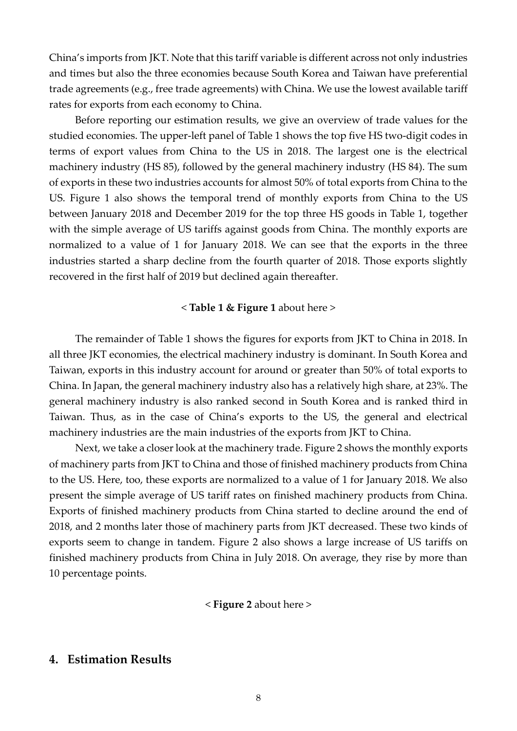China's imports from JKT. Note that this tariff variable is different across not only industries and times but also the three economies because South Korea and Taiwan have preferential trade agreements (e.g., free trade agreements) with China. We use the lowest available tariff rates for exports from each economy to China.

Before reporting our estimation results, we give an overview of trade values for the studied economies. The upper-left panel of Table 1 shows the top five HS two-digit codes in terms of export values from China to the US in 2018. The largest one is the electrical machinery industry (HS 85), followed by the general machinery industry (HS 84). The sum of exports in these two industries accounts for almost 50% of total exports from China to the US. Figure 1 also shows the temporal trend of monthly exports from China to the US between January 2018 and December 2019 for the top three HS goods in Table 1, together with the simple average of US tariffs against goods from China. The monthly exports are normalized to a value of 1 for January 2018. We can see that the exports in the three industries started a sharp decline from the fourth quarter of 2018. Those exports slightly recovered in the first half of 2019 but declined again thereafter.

< **Table 1 & Figure 1** about here >

The remainder of Table 1 shows the figures for exports from JKT to China in 2018. In all three JKT economies, the electrical machinery industry is dominant. In South Korea and Taiwan, exports in this industry account for around or greater than 50% of total exports to China. In Japan, the general machinery industry also has a relatively high share, at 23%. The general machinery industry is also ranked second in South Korea and is ranked third in Taiwan. Thus, as in the case of China's exports to the US, the general and electrical machinery industries are the main industries of the exports from JKT to China.

Next, we take a closer look at the machinery trade. Figure 2 shows the monthly exports of machinery parts from JKT to China and those of finished machinery products from China to the US. Here, too, these exports are normalized to a value of 1 for January 2018. We also present the simple average of US tariff rates on finished machinery products from China. Exports of finished machinery products from China started to decline around the end of 2018, and 2 months later those of machinery parts from JKT decreased. These two kinds of exports seem to change in tandem. Figure 2 also shows a large increase of US tariffs on finished machinery products from China in July 2018. On average, they rise by more than 10 percentage points.

< **Figure 2** about here >

## 4. Estimation Results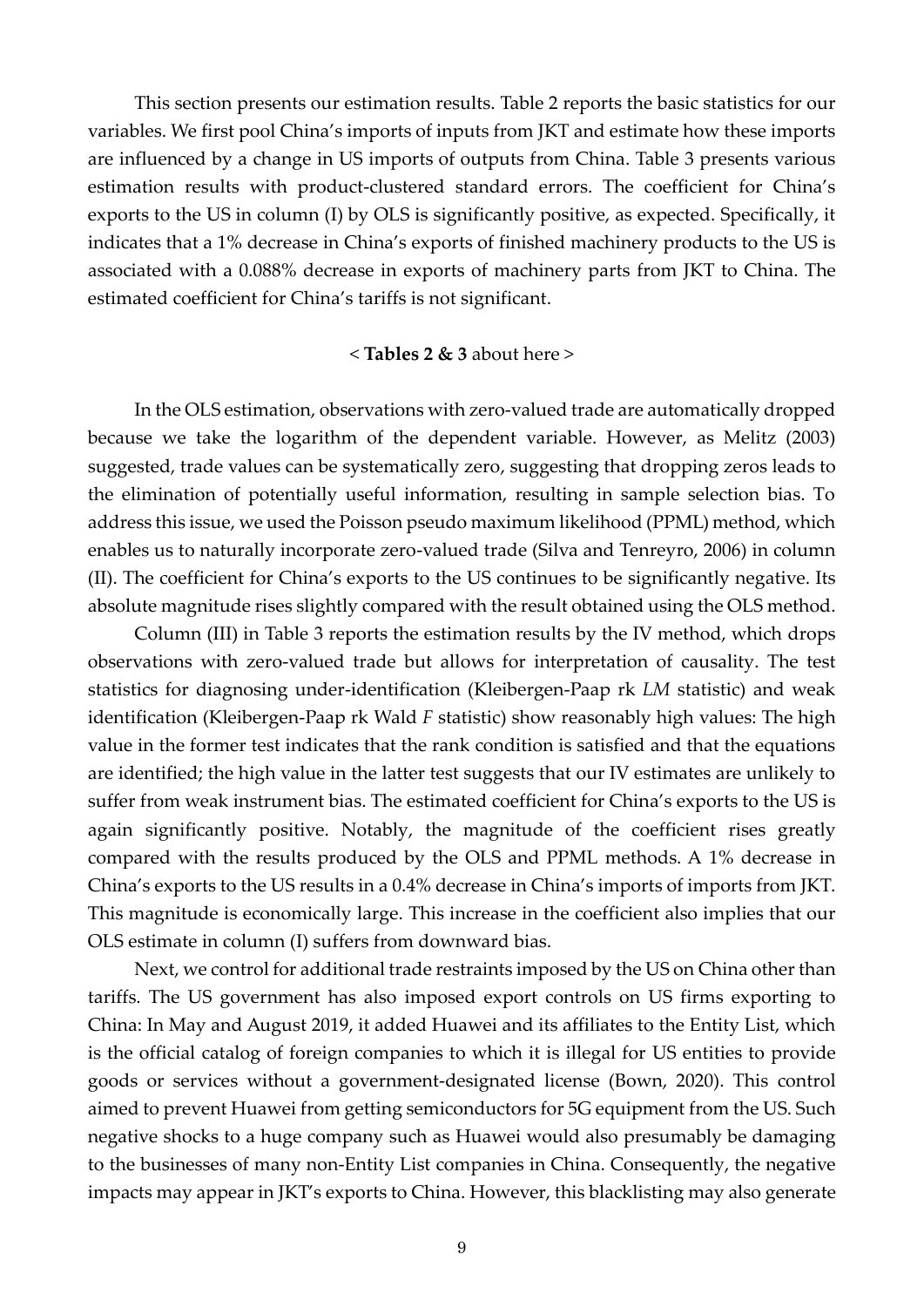This section presents our estimation results. Table 2 reports the basic statistics for our variables. We first pool China's imports of inputs from JKT and estimate how these imports are influenced by a change in US imports of outputs from China. Table 3 presents various estimation results with product-clustered standard errors. The coefficient for China's exports to the US in column (I) by OLS is significantly positive, as expected. Specifically, it indicates that a 1% decrease in China's exports of finished machinery products to the US is associated with a 0.088% decrease in exports of machinery parts from JKT to China. The estimated coefficient for China's tariffs is not significant.

< **Tables 2 & 3** about here >

In the OLS estimation, observations with zero-valued trade are automatically dropped because we take the logarithm of the dependent variable. However, as Melitz (2003) suggested, trade values can be systematically zero, suggesting that dropping zeros leads to the elimination of potentially useful information, resulting in sample selection bias. To address this issue, we used the Poisson pseudo maximum likelihood (PPML) method, which enables us to naturally incorporate zero-valued trade (Silva and Tenreyro, 2006) in column (II). The coefficient for China's exports to the US continues to be significantly negative. Its absolute magnitude rises slightly compared with the result obtained using the OLS method.

Column (III) in Table 3 reports the estimation results by the IV method, which drops observations with zero-valued trade but allows for interpretation of causality. The test statistics for diagnosing under-identification (Kleibergen-Paap rk *LM* statistic) and weak identification (Kleibergen-Paap rk Wald *F* statistic) show reasonably high values: The high value in the former test indicates that the rank condition is satisfied and that the equations are identified; the high value in the latter test suggests that our IV estimates are unlikely to suffer from weak instrument bias. The estimated coefficient for China's exports to the US is again significantly positive. Notably, the magnitude of the coefficient rises greatly compared with the results produced by the OLS and PPML methods. A 1% decrease in China's exports to the US results in a 0.4% decrease in China's imports of imports from JKT. This magnitude is economically large. This increase in the coefficient also implies that our OLS estimate in column (I) suffers from downward bias.

Next, we control for additional trade restraints imposed by the US on China other than tariffs. The US government has also imposed export controls on US firms exporting to China: In May and August 2019, it added Huawei and its affiliates to the Entity List, which is the official catalog of foreign companies to which it is illegal for US entities to provide goods or services without a government-designated license (Bown, 2020). This control aimed to prevent Huawei from getting semiconductors for 5G equipment from the US. Such negative shocks to a huge company such as Huawei would also presumably be damaging to the businesses of many non-Entity List companies in China. Consequently, the negative impacts may appear in JKT's exports to China. However, this blacklisting may also generate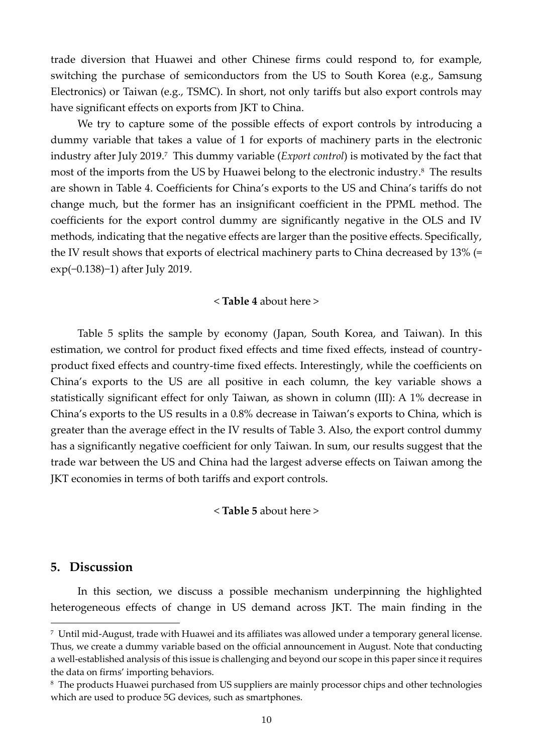trade diversion that Huawei and other Chinese firms could respond to, for example, switching the purchase of semiconductors from the US to South Korea (e.g., Samsung Electronics) or Taiwan (e.g., TSMC). In short, not only tariffs but also export controls may have significant effects on exports from JKT to China.

We try to capture some of the possible effects of export controls by introducing a dummy variable that takes a value of 1 for exports of machinery parts in the electronic industry after July 2019.[7] This dummy variable (*Export control*) is motivated by the fact that most of the imports from the US by Huawei belong to the electronic industry.[8] The results are shown in Table 4. Coefficients for China's exports to the US and China's tariffs do not change much, but the former has an insignificant coefficient in the PPML method. The coefficients for the export control dummy are significantly negative in the OLS and IV methods, indicating that the negative effects are larger than the positive effects. Specifically, the IV result shows that exports of electrical machinery parts to China decreased by 13% (= $\exp(-0.138)-1$) after July 2019.

< **Table 4** about here >

Table 5 splits the sample by economy (Japan, South Korea, and Taiwan). In this estimation, we control for product fixed effects and time fixed effects, instead of country-product fixed effects and country-time fixed effects. Interestingly, while the coefficients on China's exports to the US are all positive in each column, the key variable shows a statistically significant effect for only Taiwan, as shown in column (III): A 1% decrease in China's exports to the US results in a 0.8% decrease in Taiwan's exports to China, which is greater than the average effect in the IV results of Table 3. Also, the export control dummy has a significantly negative coefficient for only Taiwan. In sum, our results suggest that the trade war between the US and China had the largest adverse effects on Taiwan among the JKT economies in terms of both tariffs and export controls.

< **Table 5** about here >

## 5. Discussion

In this section, we discuss a possible mechanism underpinning the highlighted heterogeneous effects of change in US demand across JKT. The main finding in the

---

[7] Until mid-August, trade with Huawei and its affiliates was allowed under a temporary general license. Thus, we create a dummy variable based on the official announcement in August. Note that conducting a well-established analysis of this issue is challenging and beyond our scope in this paper since it requires the data on firms' importing behaviors.

[8] The products Huawei purchased from US suppliers are mainly processor chips and other technologies which are used to produce 5G devices, such as smartphones.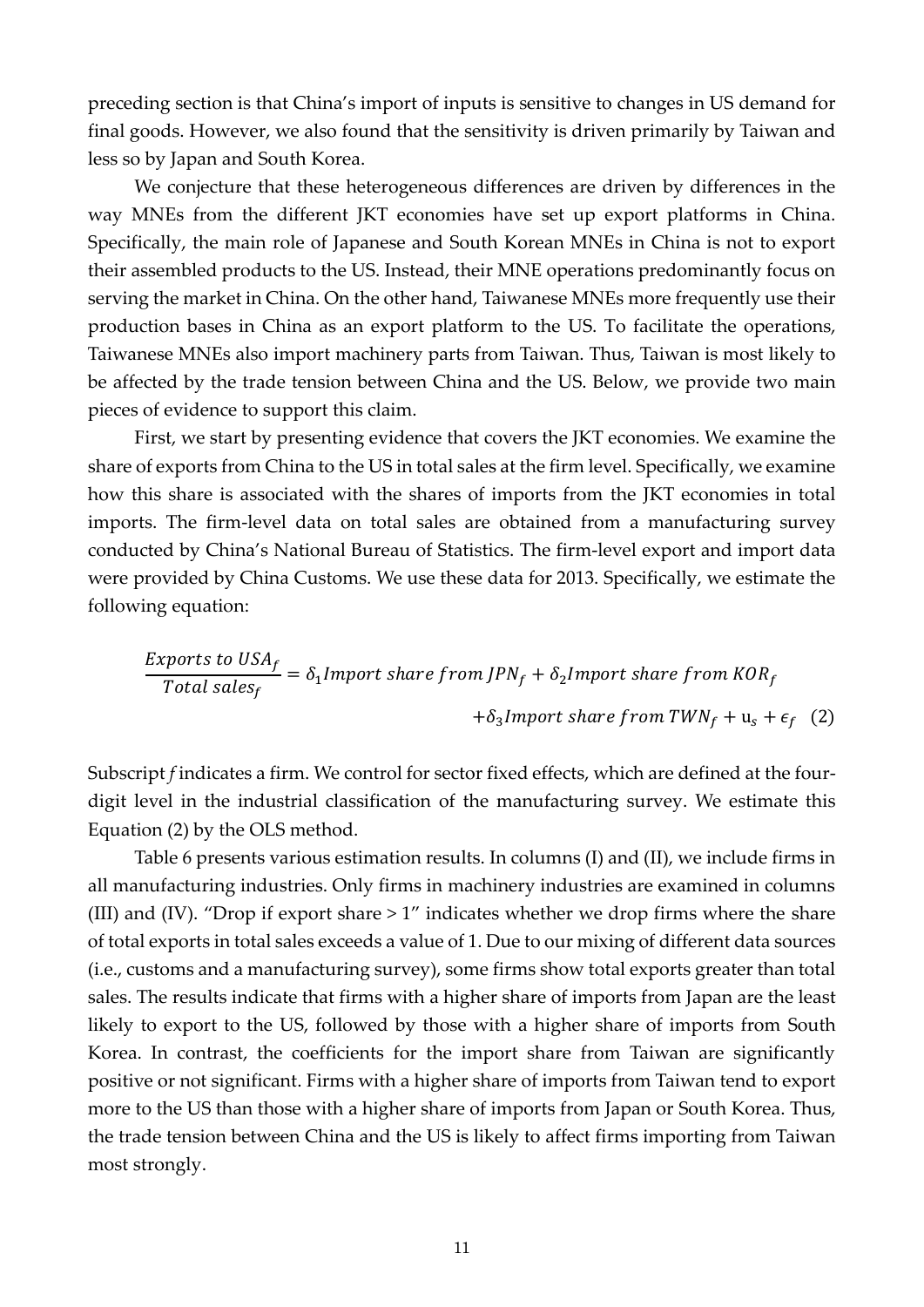preceding section is that China's import of inputs is sensitive to changes in US demand for final goods. However, we also found that the sensitivity is driven primarily by Taiwan and less so by Japan and South Korea.

We conjecture that these heterogeneous differences are driven by differences in the way MNEs from the different JKT economies have set up export platforms in China. Specifically, the main role of Japanese and South Korean MNEs in China is not to export their assembled products to the US. Instead, their MNE operations predominantly focus on serving the market in China. On the other hand, Taiwanese MNEs more frequently use their production bases in China as an export platform to the US. To facilitate the operations, Taiwanese MNEs also import machinery parts from Taiwan. Thus, Taiwan is most likely to be affected by the trade tension between China and the US. Below, we provide two main pieces of evidence to support this claim.

First, we start by presenting evidence that covers the JKT economies. We examine the share of exports from China to the US in total sales at the firm level. Specifically, we examine how this share is associated with the shares of imports from the JKT economies in total imports. The firm-level data on total sales are obtained from a manufacturing survey conducted by China's National Bureau of Statistics. The firm-level export and import data were provided by China Customs. We use these data for 2013. Specifically, we estimate the following equation:

$$\frac{Exports\ to\ USA_f}{Total\ sales_f} = \delta_1 Import\ share\ from\ JPN_f + \delta_2 Import\ share\ from\ KOR_f + \delta_3 Import\ share\ from\ TWN_f + u_s + \epsilon_f \quad (2)$$

Subscript $f$ indicates a firm. We control for sector fixed effects, which are defined at the four-digit level in the industrial classification of the manufacturing survey. We estimate this Equation (2) by the OLS method.

Table 6 presents various estimation results. In columns (I) and (II), we include firms in all manufacturing industries. Only firms in machinery industries are examined in columns (III) and (IV). "Drop if export share > 1" indicates whether we drop firms where the share of total exports in total sales exceeds a value of 1. Due to our mixing of different data sources (i.e., customs and a manufacturing survey), some firms show total exports greater than total sales. The results indicate that firms with a higher share of imports from Japan are the least likely to export to the US, followed by those with a higher share of imports from South Korea. In contrast, the coefficients for the import share from Taiwan are significantly positive or not significant. Firms with a higher share of imports from Taiwan tend to export more to the US than those with a higher share of imports from Japan or South Korea. Thus, the trade tension between China and the US is likely to affect firms importing from Taiwan most strongly.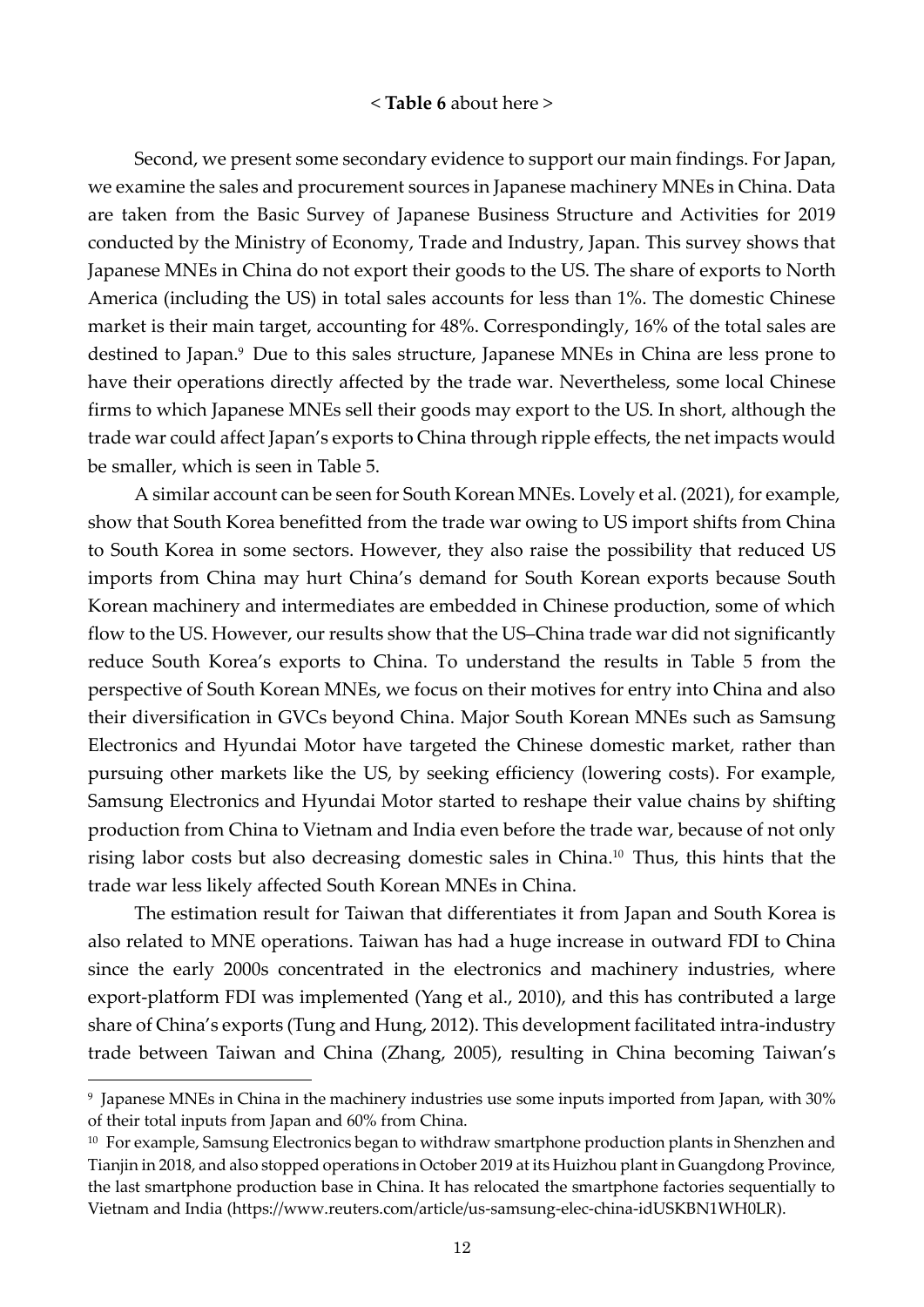< **Table 6** about here >

Second, we present some secondary evidence to support our main findings. For Japan, we examine the sales and procurement sources in Japanese machinery MNEs in China. Data are taken from the Basic Survey of Japanese Business Structure and Activities for 2019 conducted by the Ministry of Economy, Trade and Industry, Japan. This survey shows that Japanese MNEs in China do not export their goods to the US. The share of exports to North America (including the US) in total sales accounts for less than 1%. The domestic Chinese market is their main target, accounting for 48%. Correspondingly, 16% of the total sales are destined to Japan.[9] Due to this sales structure, Japanese MNEs in China are less prone to have their operations directly affected by the trade war. Nevertheless, some local Chinese firms to which Japanese MNEs sell their goods may export to the US. In short, although the trade war could affect Japan's exports to China through ripple effects, the net impacts would be smaller, which is seen in Table 5.

A similar account can be seen for South Korean MNEs. Lovely et al. (2021), for example, show that South Korea benefitted from the trade war owing to US import shifts from China to South Korea in some sectors. However, they also raise the possibility that reduced US imports from China may hurt China's demand for South Korean exports because South Korean machinery and intermediates are embedded in Chinese production, some of which flow to the US. However, our results show that the US–China trade war did not significantly reduce South Korea's exports to China. To understand the results in Table 5 from the perspective of South Korean MNEs, we focus on their motives for entry into China and also their diversification in GVCs beyond China. Major South Korean MNEs such as Samsung Electronics and Hyundai Motor have targeted the Chinese domestic market, rather than pursuing other markets like the US, by seeking efficiency (lowering costs). For example, Samsung Electronics and Hyundai Motor started to reshape their value chains by shifting production from China to Vietnam and India even before the trade war, because of not only rising labor costs but also decreasing domestic sales in China.[10] Thus, this hints that the trade war less likely affected South Korean MNEs in China.

The estimation result for Taiwan that differentiates it from Japan and South Korea is also related to MNE operations. Taiwan has had a huge increase in outward FDI to China since the early 2000s concentrated in the electronics and machinery industries, where export-platform FDI was implemented (Yang et al., 2010), and this has contributed a large share of China's exports (Tung and Hung, 2012). This development facilitated intra-industry trade between Taiwan and China (Zhang, 2005), resulting in China becoming Taiwan's

---

[9] Japanese MNEs in China in the machinery industries use some inputs imported from Japan, with 30% of their total inputs from Japan and 60% from China.

[10] For example, Samsung Electronics began to withdraw smartphone production plants in Shenzhen and Tianjin in 2018, and also stopped operations in October 2019 at its Huizhou plant in Guangdong Province, the last smartphone production base in China. It has relocated the smartphone factories sequentially to Vietnam and India (https://www.reuters.com/article/us-samsung-elec-china-idUSKBN1WH0LR).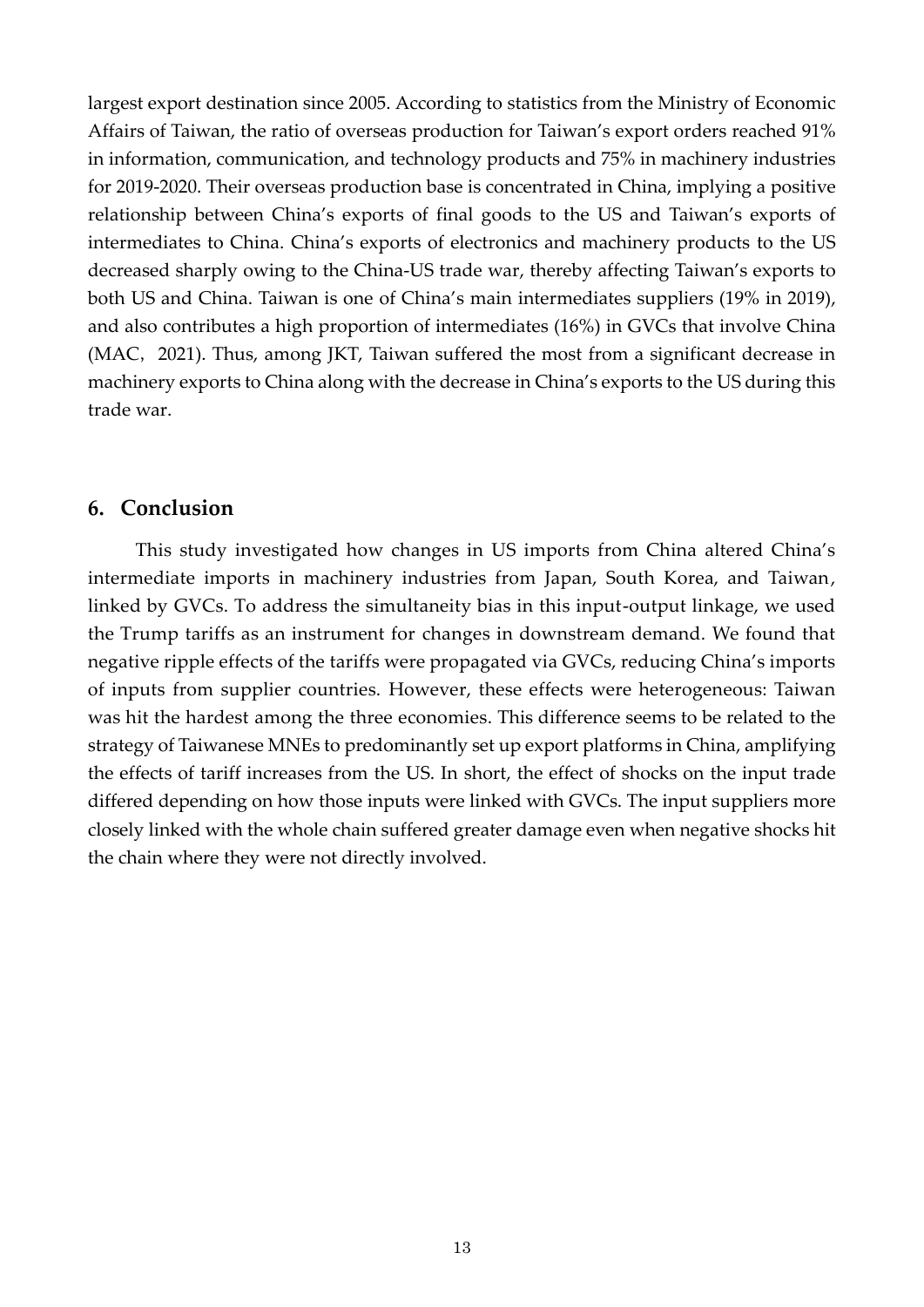largest export destination since 2005. According to statistics from the Ministry of Economic Affairs of Taiwan, the ratio of overseas production for Taiwan's export orders reached 91% in information, communication, and technology products and 75% in machinery industries for 2019-2020. Their overseas production base is concentrated in China, implying a positive relationship between China's exports of final goods to the US and Taiwan's exports of intermediates to China. China's exports of electronics and machinery products to the US decreased sharply owing to the China-US trade war, thereby affecting Taiwan's exports to both US and China. Taiwan is one of China's main intermediates suppliers (19% in 2019), and also contributes a high proportion of intermediates (16%) in GVCs that involve China (MAC，2021). Thus, among JKT, Taiwan suffered the most from a significant decrease in machinery exports to China along with the decrease in China's exports to the US during this trade war.

## 6. Conclusion

This study investigated how changes in US imports from China altered China's intermediate imports in machinery industries from Japan, South Korea, and Taiwan, linked by GVCs. To address the simultaneity bias in this input-output linkage, we used the Trump tariffs as an instrument for changes in downstream demand. We found that negative ripple effects of the tariffs were propagated via GVCs, reducing China's imports of inputs from supplier countries. However, these effects were heterogeneous: Taiwan was hit the hardest among the three economies. This difference seems to be related to the strategy of Taiwanese MNEs to predominantly set up export platforms in China, amplifying the effects of tariff increases from the US. In short, the effect of shocks on the input trade differed depending on how those inputs were linked with GVCs. The input suppliers more closely linked with the whole chain suffered greater damage even when negative shocks hit the chain where they were not directly involved.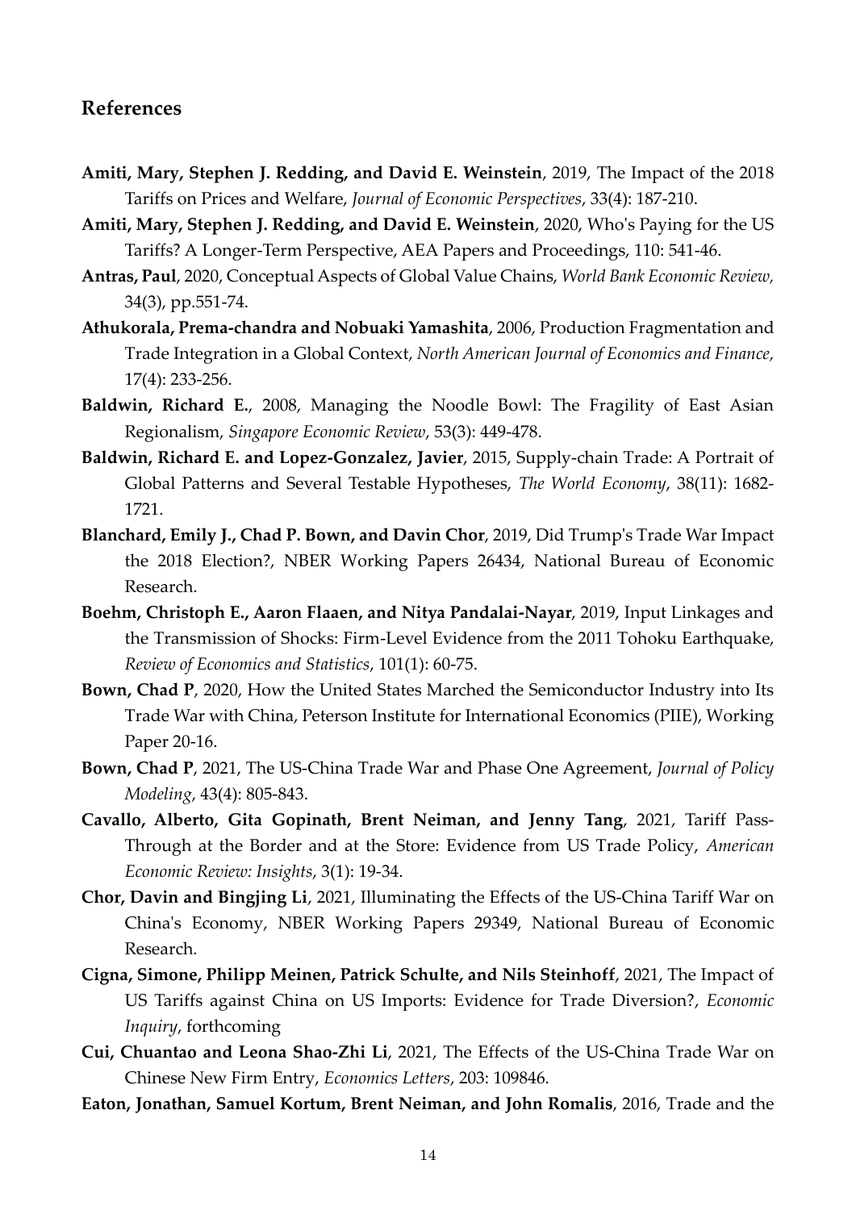## References

**Amiti, Mary, Stephen J. Redding, and David E. Weinstein**, 2019, The Impact of the 2018 Tariffs on Prices and Welfare, *Journal of Economic Perspectives*, 33(4): 187-210.

**Amiti, Mary, Stephen J. Redding, and David E. Weinstein**, 2020, Who's Paying for the US Tariffs? A Longer-Term Perspective, AEA Papers and Proceedings, 110: 541-46.

**Antras, Paul**, 2020, Conceptual Aspects of Global Value Chains, *World Bank Economic Review*, 34(3), pp.551-74.

**Athukorala, Prema-chandra and Nobuaki Yamashita**, 2006, Production Fragmentation and Trade Integration in a Global Context, *North American Journal of Economics and Finance*, 17(4): 233-256.

**Baldwin, Richard E.**, 2008, Managing the Noodle Bowl: The Fragility of East Asian Regionalism, *Singapore Economic Review*, 53(3): 449-478.

**Baldwin, Richard E. and Lopez-Gonzalez, Javier**, 2015, Supply-chain Trade: A Portrait of Global Patterns and Several Testable Hypotheses, *The World Economy*, 38(11): 1682-1721.

**Blanchard, Emily J., Chad P. Bown, and Davin Chor**, 2019, Did Trump's Trade War Impact the 2018 Election?, NBER Working Papers 26434, National Bureau of Economic Research.

**Boehm, Christoph E., Aaron Flaaen, and Nitya Pandalai-Nayar**, 2019, Input Linkages and the Transmission of Shocks: Firm-Level Evidence from the 2011 Tohoku Earthquake, *Review of Economics and Statistics*, 101(1): 60-75.

**Bown, Chad P**, 2020, How the United States Marched the Semiconductor Industry into Its Trade War with China, Peterson Institute for International Economics (PIIE), Working Paper 20-16.

**Bown, Chad P**, 2021, The US-China Trade War and Phase One Agreement, *Journal of Policy Modeling*, 43(4): 805-843.

**Cavallo, Alberto, Gita Gopinath, Brent Neiman, and Jenny Tang**, 2021, Tariff Pass-Through at the Border and at the Store: Evidence from US Trade Policy, *American Economic Review: Insights*, 3(1): 19-34.

**Chor, Davin and Bingjing Li**, 2021, Illuminating the Effects of the US-China Tariff War on China's Economy, NBER Working Papers 29349, National Bureau of Economic Research.

**Cigna, Simone, Philipp Meinen, Patrick Schulte, and Nils Steinhoff**, 2021, The Impact of US Tariffs against China on US Imports: Evidence for Trade Diversion?, *Economic Inquiry*, forthcoming

**Cui, Chuantao and Leona Shao-Zhi Li**, 2021, The Effects of the US-China Trade War on Chinese New Firm Entry, *Economics Letters*, 203: 109846.

**Eaton, Jonathan, Samuel Kortum, Brent Neiman, and John Romalis**, 2016, Trade and the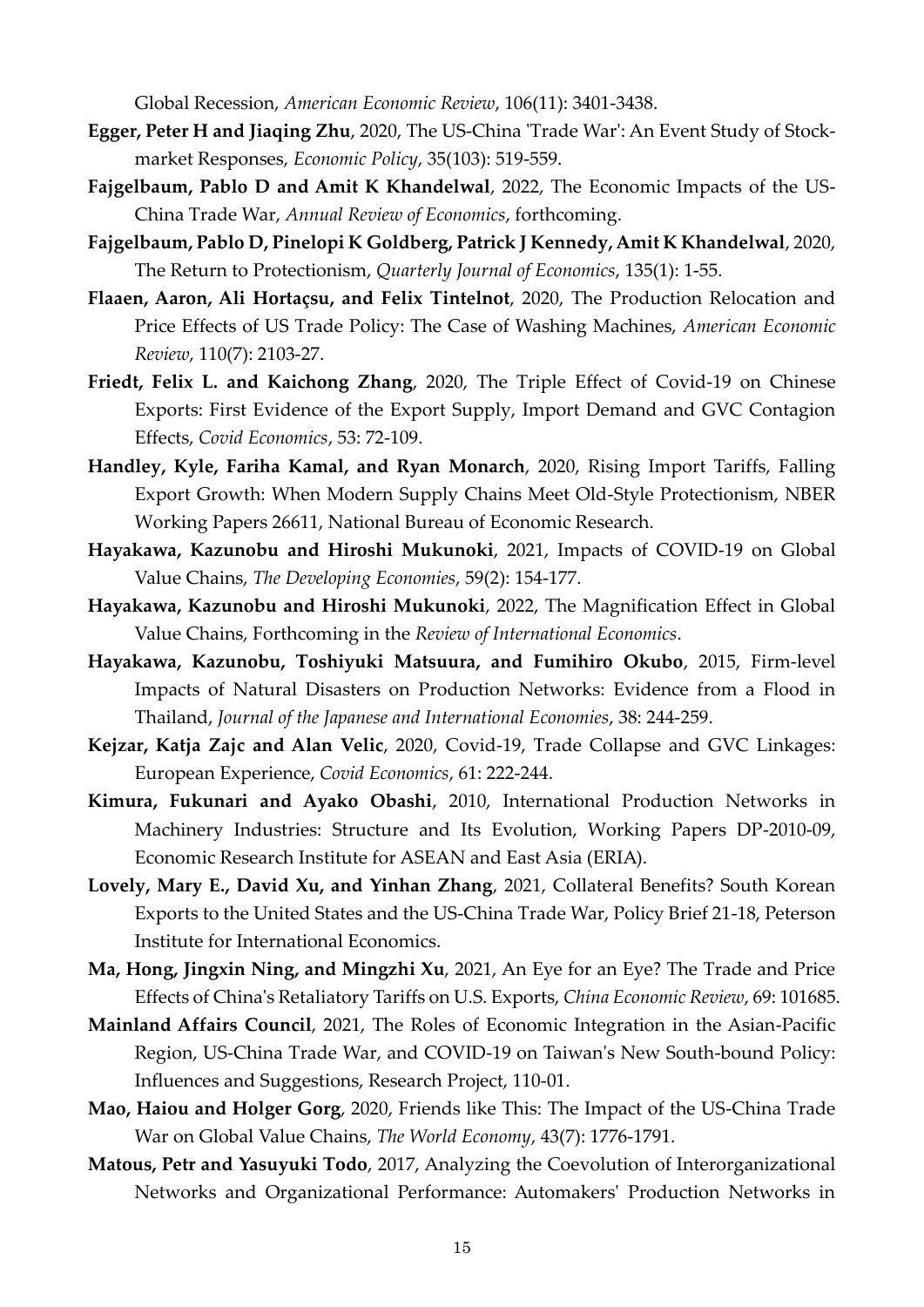Global Recession, *American Economic Review*, 106(11): 3401-3438.

**Egger, Peter H and Jiaqing Zhu**, 2020, The US-China 'Trade War': An Event Study of Stock-market Responses, *Economic Policy*, 35(103): 519-559.

**Fajgelbaum, Pablo D and Amit K Khandelwal**, 2022, The Economic Impacts of the US-China Trade War, *Annual Review of Economics*, forthcoming.

**Fajgelbaum, Pablo D, Pinelopi K Goldberg, Patrick J Kennedy, Amit K Khandelwal**, 2020, The Return to Protectionism, *Quarterly Journal of Economics*, 135(1): 1-55.

**Flaaen, Aaron, Ali Hortaçsu, and Felix Tintelnot**, 2020, The Production Relocation and Price Effects of US Trade Policy: The Case of Washing Machines, *American Economic Review*, 110(7): 2103-27.

**Friedt, Felix L. and Kaichong Zhang**, 2020, The Triple Effect of Covid-19 on Chinese Exports: First Evidence of the Export Supply, Import Demand and GVC Contagion Effects, *Covid Economics*, 53: 72-109.

**Handley, Kyle, Fariha Kamal, and Ryan Monarch**, 2020, Rising Import Tariffs, Falling Export Growth: When Modern Supply Chains Meet Old-Style Protectionism, NBER Working Papers 26611, National Bureau of Economic Research.

**Hayakawa, Kazunobu and Hiroshi Mukunoki**, 2021, Impacts of COVID-19 on Global Value Chains, *The Developing Economies*, 59(2): 154-177.

**Hayakawa, Kazunobu and Hiroshi Mukunoki**, 2022, The Magnification Effect in Global Value Chains, Forthcoming in the *Review of International Economics*.

**Hayakawa, Kazunobu, Toshiyuki Matsuura, and Fumihiro Okubo**, 2015, Firm-level Impacts of Natural Disasters on Production Networks: Evidence from a Flood in Thailand, *Journal of the Japanese and International Economies*, 38: 244-259.

**Kejzar, Katja Zajc and Alan Velic**, 2020, Covid-19, Trade Collapse and GVC Linkages: European Experience, *Covid Economics*, 61: 222-244.

**Kimura, Fukunari and Ayako Obashi**, 2010, International Production Networks in Machinery Industries: Structure and Its Evolution, Working Papers DP-2010-09, Economic Research Institute for ASEAN and East Asia (ERIA).

**Lovely, Mary E., David Xu, and Yinhan Zhang**, 2021, Collateral Benefits? South Korean Exports to the United States and the US-China Trade War, Policy Brief 21-18, Peterson Institute for International Economics.

**Ma, Hong, Jingxin Ning, and Mingzhi Xu**, 2021, An Eye for an Eye? The Trade and Price Effects of China's Retaliatory Tariffs on U.S. Exports, *China Economic Review*, 69: 101685.

**Mainland Affairs Council**, 2021, The Roles of Economic Integration in the Asian-Pacific Region, US-China Trade War, and COVID-19 on Taiwan's New South-bound Policy: Influences and Suggestions, Research Project, 110-01.

**Mao, Haiou and Holger Gorg**, 2020, Friends like This: The Impact of the US-China Trade War on Global Value Chains, *The World Economy*, 43(7): 1776-1791.

**Matous, Petr and Yasuyuki Todo**, 2017, Analyzing the Coevolution of Interorganizational Networks and Organizational Performance: Automakers' Production Networks in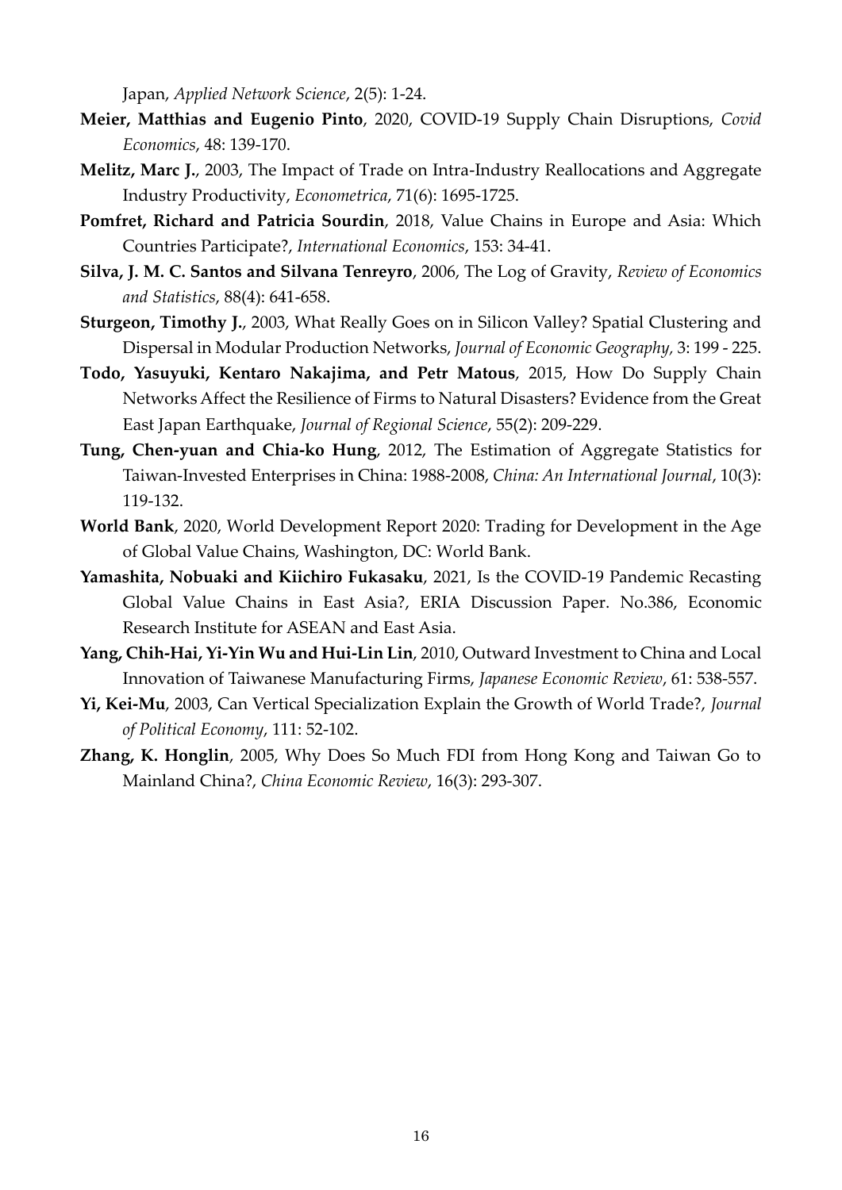Japan, *Applied Network Science*, 2(5): 1-24.

**Meier, Matthias and Eugenio Pinto**, 2020, COVID-19 Supply Chain Disruptions, *Covid Economics*, 48: 139-170.

**Melitz, Marc J.**, 2003, The Impact of Trade on Intra-Industry Reallocations and Aggregate Industry Productivity, *Econometrica*, 71(6): 1695-1725.

**Pomfret, Richard and Patricia Sourdin**, 2018, Value Chains in Europe and Asia: Which Countries Participate?, *International Economics*, 153: 34-41.

**Silva, J. M. C. Santos and Silvana Tenreyro**, 2006, The Log of Gravity, *Review of Economics and Statistics*, 88(4): 641-658.

**Sturgeon, Timothy J.**, 2003, What Really Goes on in Silicon Valley? Spatial Clustering and Dispersal in Modular Production Networks, *Journal of Economic Geography,* 3: 199 - 225.

**Todo, Yasuyuki, Kentaro Nakajima, and Petr Matous**, 2015, How Do Supply Chain Networks Affect the Resilience of Firms to Natural Disasters? Evidence from the Great East Japan Earthquake, *Journal of Regional Science*, 55(2): 209-229.

**Tung, Chen-yuan and Chia-ko Hung**, 2012, The Estimation of Aggregate Statistics for Taiwan-Invested Enterprises in China: 1988-2008, *China: An International Journal*, 10(3): 119-132.

**World Bank**, 2020, World Development Report 2020: Trading for Development in the Age of Global Value Chains, Washington, DC: World Bank.

**Yamashita, Nobuaki and Kiichiro Fukasaku**, 2021, Is the COVID-19 Pandemic Recasting Global Value Chains in East Asia?, ERIA Discussion Paper. No.386, Economic Research Institute for ASEAN and East Asia.

**Yang, Chih-Hai, Yi-Yin Wu and Hui-Lin Lin**, 2010, Outward Investment to China and Local Innovation of Taiwanese Manufacturing Firms, *Japanese Economic Review*, 61: 538-557.

**Yi, Kei-Mu**, 2003, Can Vertical Specialization Explain the Growth of World Trade?, *Journal of Political Economy*, 111: 52-102.

**Zhang, K. Honglin**, 2005, Why Does So Much FDI from Hong Kong and Taiwan Go to Mainland China?, *China Economic Review*, 16(3): 293-307.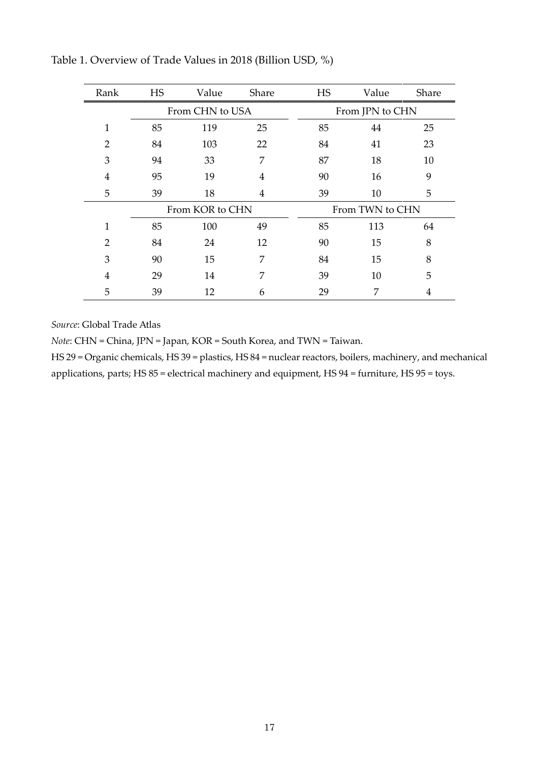Table 1. Overview of Trade Values in 2018 (Billion USD, %)

| Rank | HS | Value | Share | HS | Value | Share |
|---|---|---|---|---|---|---|
| | From CHN to USA | | | From JPN to CHN | | |
| 1 | 85 | 119 | 25 | 85 | 44 | 25 |
| 2 | 84 | 103 | 22 | 84 | 41 | 23 |
| 3 | 94 | 33 | 7 | 87 | 18 | 10 |
| 4 | 95 | 19 | 4 | 90 | 16 | 9 |
| 5 | 39 | 18 | 4 | 39 | 10 | 5 |
| | From KOR to CHN | | | From TWN to CHN | | |
| 1 | 85 | 100 | 49 | 85 | 113 | 64 |
| 2 | 84 | 24 | 12 | 90 | 15 | 8 |
| 3 | 90 | 15 | 7 | 84 | 15 | 8 |
| 4 | 29 | 14 | 7 | 39 | 10 | 5 |
| 5 | 39 | 12 | 6 | 29 | 7 | 4 |

*Source*: Global Trade Atlas

*Note*: CHN = China, JPN = Japan, KOR = South Korea, and TWN = Taiwan.

HS 29 = Organic chemicals, HS 39 = plastics, HS 84 = nuclear reactors, boilers, machinery, and mechanical applications, parts; HS 85 = electrical machinery and equipment, HS 94 = furniture, HS 95 = toys.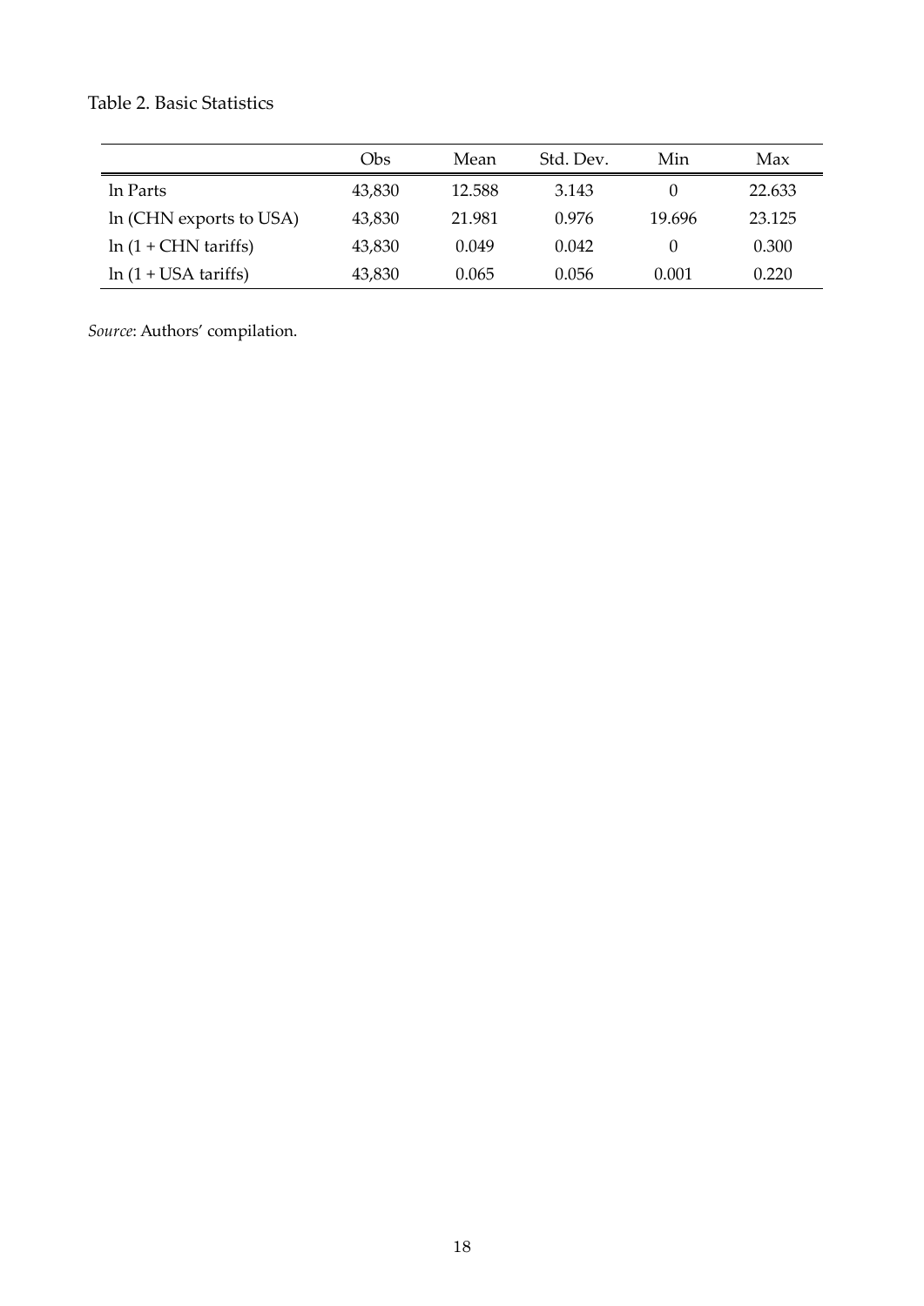Table 2. Basic Statistics

| | Obs | Mean | Std. Dev. | Min | Max |
|---|---|---|---|---|---|
| ln Parts | 43,830 | 12.588 | 3.143 | 0 | 22.633 |
| ln (CHN exports to USA) | 43,830 | 21.981 | 0.976 | 19.696 | 23.125 |
| ln (1 + CHN tariffs) | 43,830 | 0.049 | 0.042 | 0 | 0.300 |
| ln (1 + USA tariffs) | 43,830 | 0.065 | 0.056 | 0.001 | 0.220 |

*Source*: Authors' compilation.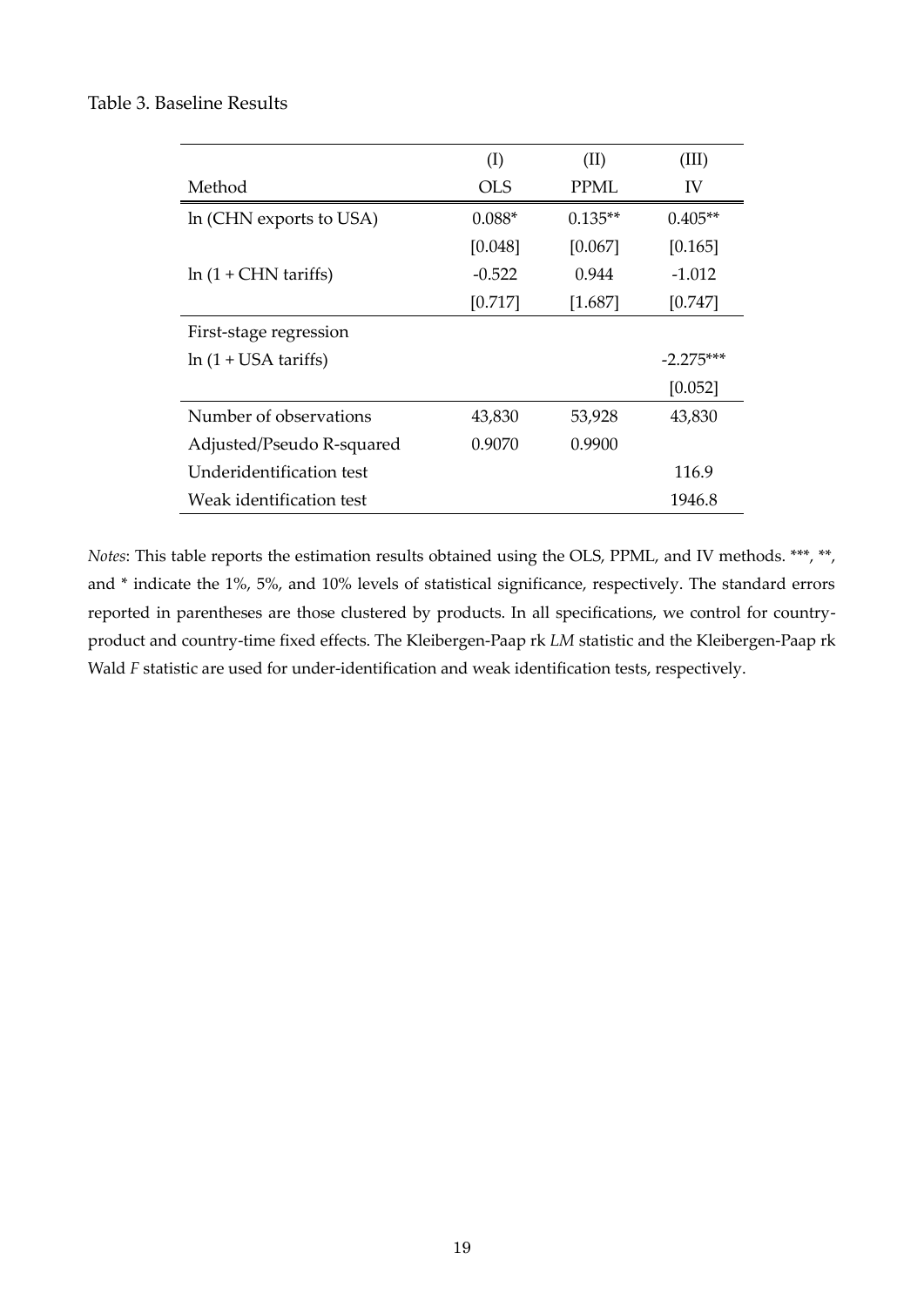Table 3. Baseline Results

| | (I) | (II) | (III) |
|---|---|---|---|
| Method | OLS | PPML | IV |
| ln (CHN exports to USA) | 0.088* | 0.135** | 0.405** |
| | [0.048] | [0.067] | [0.165] |
| ln (1 + CHN tariffs) | -0.522 | 0.944 | -1.012 |
| | [0.717] | [1.687] | [0.747] |
| First-stage regression | | | |
| ln (1 + USA tariffs) | | | -2.275*** |
| | | | [0.052] |
| Number of observations | 43,830 | 53,928 | 43,830 |
| Adjusted/Pseudo R-squared | 0.9070 | 0.9900 | |
| Underidentification test | | | 116.9 |
| Weak identification test | | | 1946.8 |

*Notes*: This table reports the estimation results obtained using the OLS, PPML, and IV methods. ***, **, and * indicate the 1%, 5%, and 10% levels of statistical significance, respectively. The standard errors reported in parentheses are those clustered by products. In all specifications, we control for country-product and country-time fixed effects. The Kleibergen-Paap rk *LM* statistic and the Kleibergen-Paap rk Wald *F* statistic are used for under-identification and weak identification tests, respectively.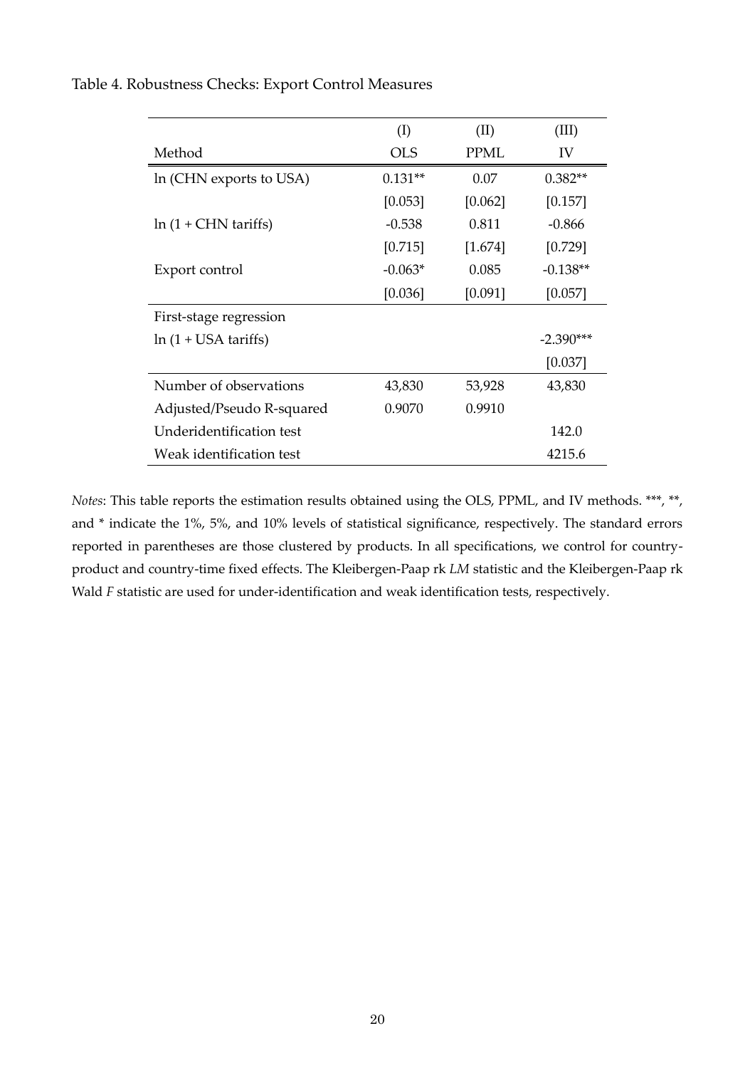Table 4. Robustness Checks: Export Control Measures

| | (I) | (II) | (III) |
|---|---|---|---|
| Method | OLS | PPML | IV |
| ln (CHN exports to USA) | 0.131** | 0.07 | 0.382** |
| | [0.053] | [0.062] | [0.157] |
| ln (1 + CHN tariffs) | -0.538 | 0.811 | -0.866 |
| | [0.715] | [1.674] | [0.729] |
| Export control | -0.063* | 0.085 | -0.138** |
| | [0.036] | [0.091] | [0.057] |
| First-stage regression | | | |
| ln (1 + USA tariffs) | | | -2.390*** |
| | | | [0.037] |
| Number of observations | 43,830 | 53,928 | 43,830 |
| Adjusted/Pseudo R-squared | 0.9070 | 0.9910 | |
| Underidentification test | | | 142.0 |
| Weak identification test | | | 4215.6 |

*Notes*: This table reports the estimation results obtained using the OLS, PPML, and IV methods. ***, **, and * indicate the 1%, 5%, and 10% levels of statistical significance, respectively. The standard errors reported in parentheses are those clustered by products. In all specifications, we control for country-product and country-time fixed effects. The Kleibergen-Paap rk *LM* statistic and the Kleibergen-Paap rk Wald *F* statistic are used for under-identification and weak identification tests, respectively.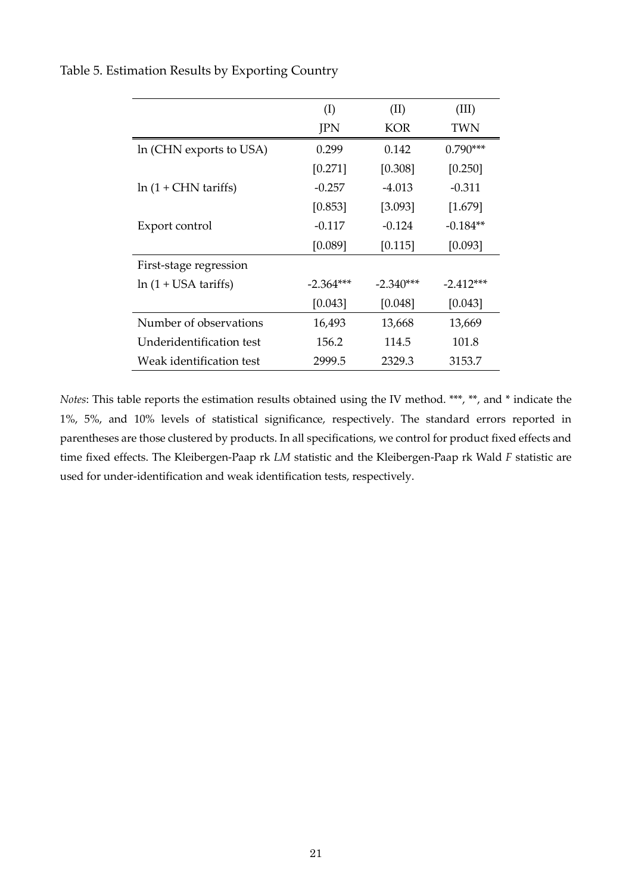Table 5. Estimation Results by Exporting Country

| | (I) | (II) | (III) |
|---|---|---|---|
| | JPN | KOR | TWN |
| ln (CHN exports to USA) | 0.299 | 0.142 | 0.790*** |
| | [0.271] | [0.308] | [0.250] |
| ln (1 + CHN tariffs) | -0.257 | -4.013 | -0.311 |
| | [0.853] | [3.093] | [1.679] |
| Export control | -0.117 | -0.124 | -0.184** |
| | [0.089] | [0.115] | [0.093] |
| First-stage regression | | | |
| ln (1 + USA tariffs) | -2.364*** | -2.340*** | -2.412*** |
| | [0.043] | [0.048] | [0.043] |
| Number of observations | 16,493 | 13,668 | 13,669 |
| Underidentification test | 156.2 | 114.5 | 101.8 |
| Weak identification test | 2999.5 | 2329.3 | 3153.7 |

*Notes*: This table reports the estimation results obtained using the IV method. ***, **, and * indicate the 1%, 5%, and 10% levels of statistical significance, respectively. The standard errors reported in parentheses are those clustered by products. In all specifications, we control for product fixed effects and time fixed effects. The Kleibergen-Paap rk *LM* statistic and the Kleibergen-Paap rk Wald *F* statistic are used for under-identification and weak identification tests, respectively.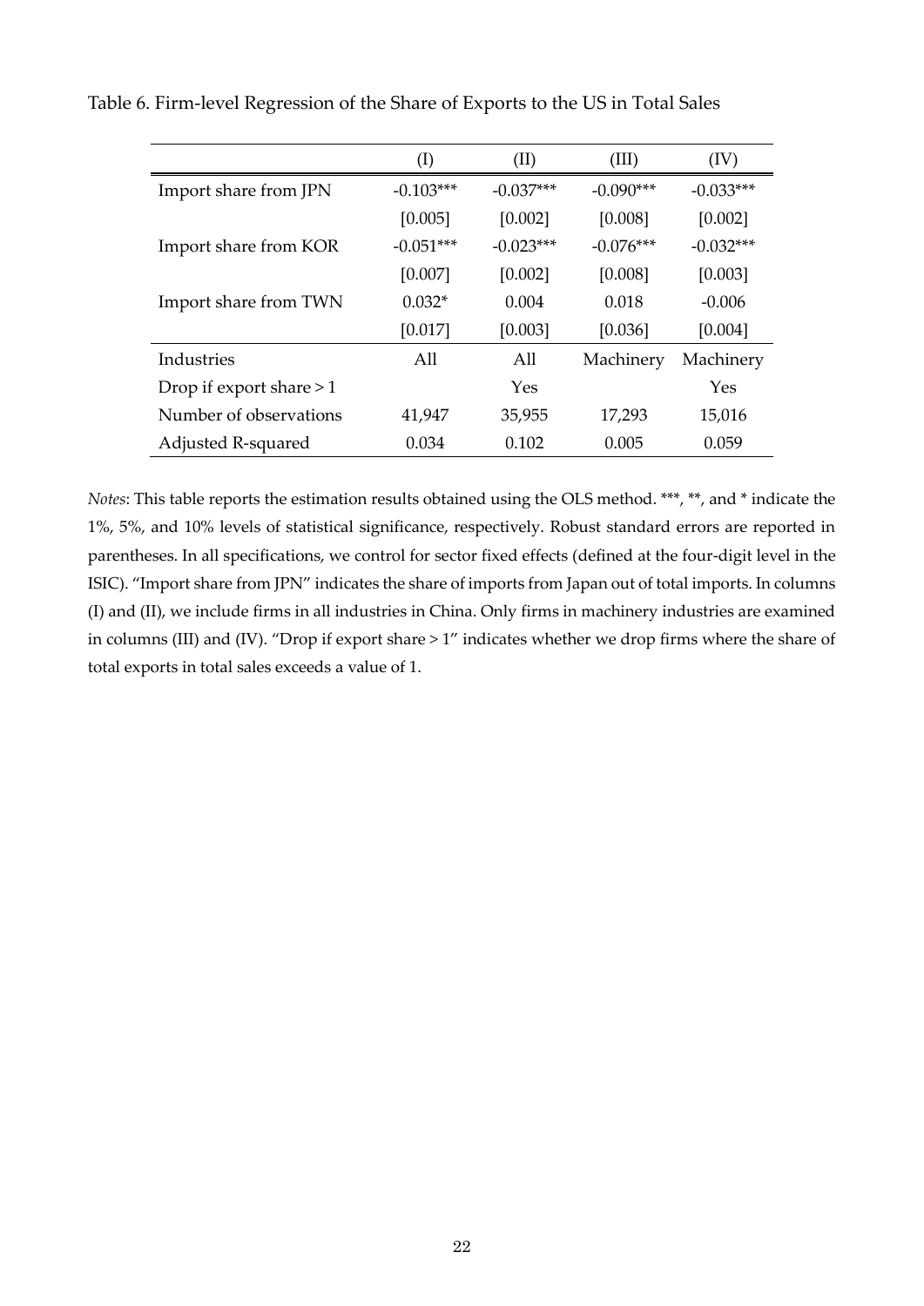Table 6. Firm-level Regression of the Share of Exports to the US in Total Sales

| | (I) | (II) | (III) | (IV) |
|---|---|---|---|---|
| Import share from JPN | -0.103*** | -0.037*** | -0.090*** | -0.033*** |
| | [0.005] | [0.002] | [0.008] | [0.002] |
| Import share from KOR | -0.051*** | -0.023*** | -0.076*** | -0.032*** |
| | [0.007] | [0.002] | [0.008] | [0.003] |
| Import share from TWN | 0.032* | 0.004 | 0.018 | -0.006 |
| | [0.017] | [0.003] | [0.036] | [0.004] |
| Industries | All | All | Machinery | Machinery |
| Drop if export share > 1 | | Yes | | Yes |
| Number of observations | 41,947 | 35,955 | 17,293 | 15,016 |
| Adjusted R-squared | 0.034 | 0.102 | 0.005 | 0.059 |

*Notes*: This table reports the estimation results obtained using the OLS method. ***, **, and * indicate the 1%, 5%, and 10% levels of statistical significance, respectively. Robust standard errors are reported in parentheses. In all specifications, we control for sector fixed effects (defined at the four-digit level in the ISIC). "Import share from JPN" indicates the share of imports from Japan out of total imports. In columns (I) and (II), we include firms in all industries in China. Only firms in machinery industries are examined in columns (III) and (IV). "Drop if export share > 1" indicates whether we drop firms where the share of total exports in total sales exceeds a value of 1.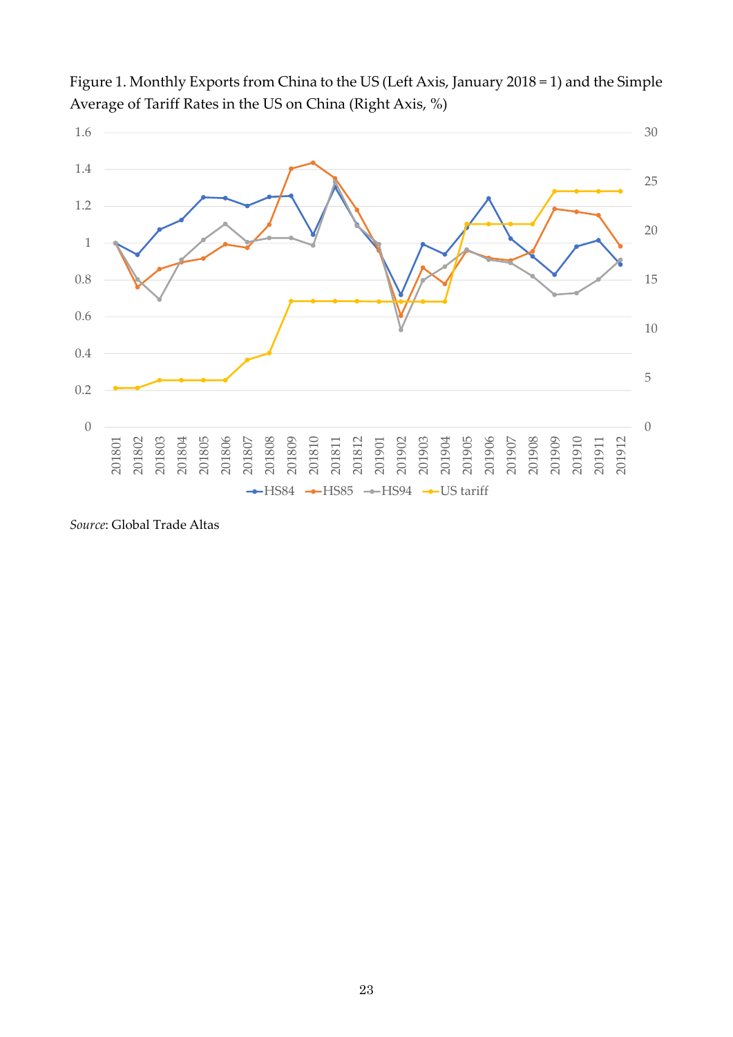Figure 1. Monthly Exports from China to the US (Left Axis, January 2018 = 1) and the Simple Average of Tariff Rates in the US on China (Right Axis, %)

*Source*: Global Trade Altas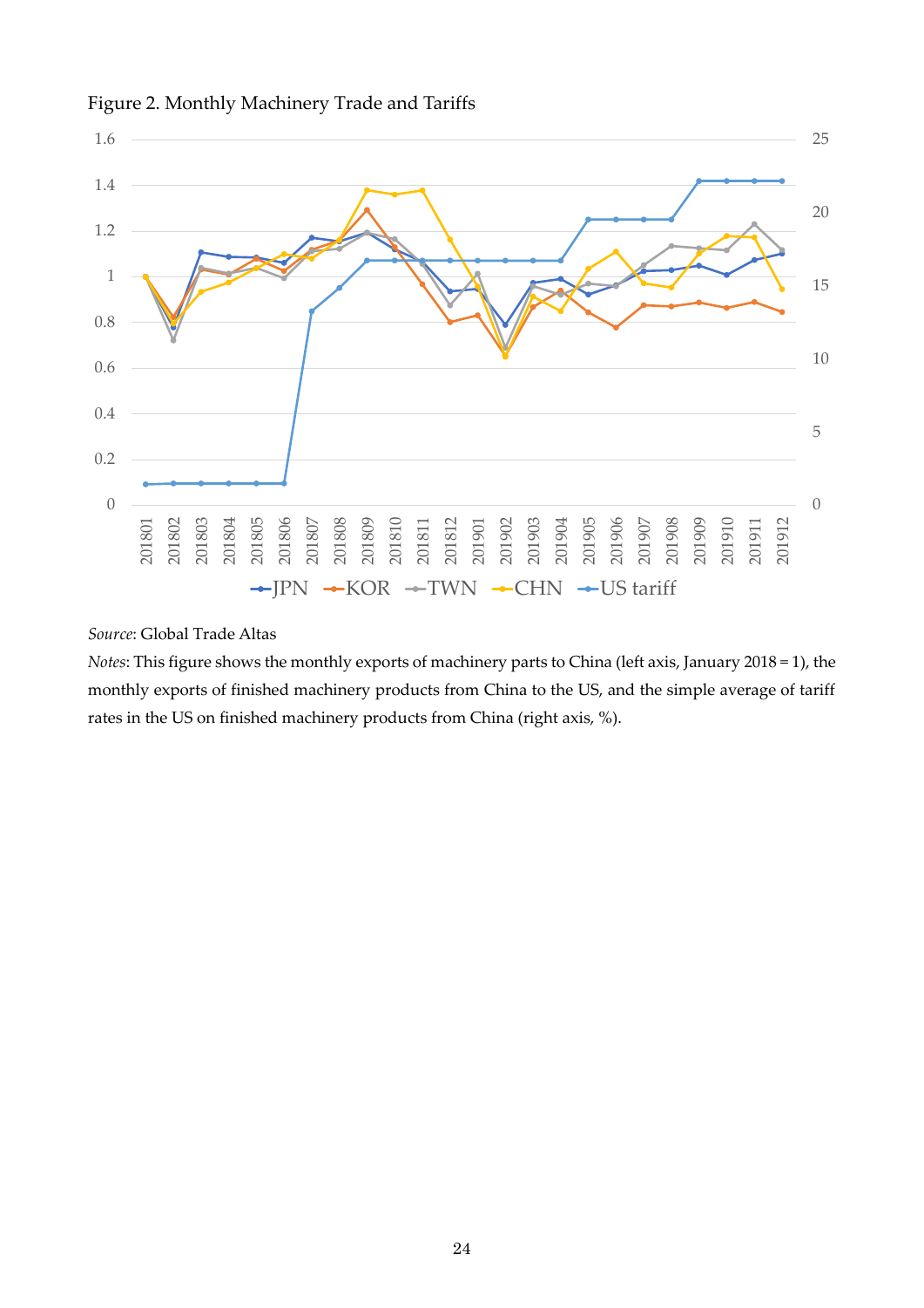Figure 2. Monthly Machinery Trade and Tariffs

1.6
1.4
1.2
1
0.8
0.6
0.4
0.2
0

25
20
15
10
5
0

201801 201802 201803 201804 201805 201806 201807 201808 201809 201810 201811 201812 201901 201902 201903 201904 201905 201906 201907 201908 201909 201910 201911 201912

JPN KOR TWN CHN US tariff

*Source*: Global Trade Altas

*Notes*: This figure shows the monthly exports of machinery parts to China (left axis, January 2018 = 1), the monthly exports of finished machinery products from China to the US, and the simple average of tariff rates in the US on finished machinery products from China (right axis, %).